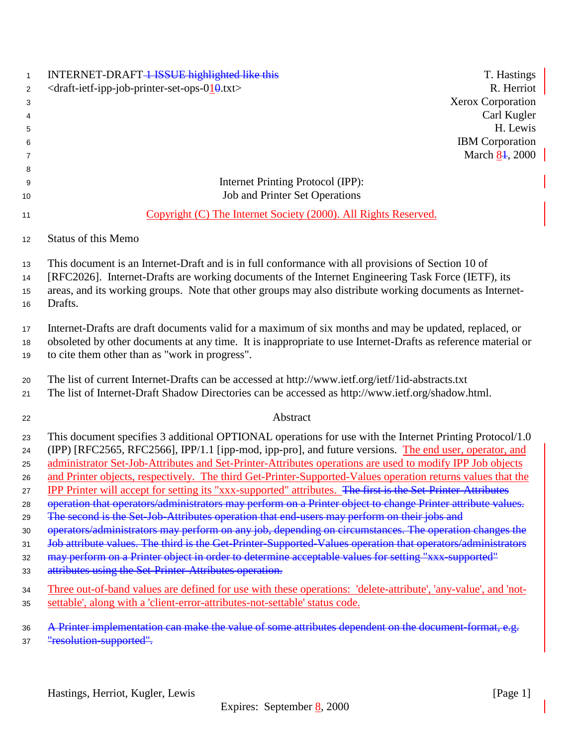INTERNET-DRAFT ~~1 ISSUE highlighted like this~~ T. Hastings
<draft-ietf-ipp-job-printer-set-ops-0~~0~~1.txt> R. Herriot
Xerox Corporation
Carl Kugler
H. Lewis
IBM Corporation
March ~~1~~8, 2000

Internet Printing Protocol (IPP):
Job and Printer Set Operations

Copyright (C) The Internet Society (2000). All Rights Reserved.

## Status of this Memo

This document is an Internet-Draft and is in full conformance with all provisions of Section 10 of [RFC2026]. Internet-Drafts are working documents of the Internet Engineering Task Force (IETF), its areas, and its working groups. Note that other groups may also distribute working documents as Internet-Drafts.

Internet-Drafts are draft documents valid for a maximum of six months and may be updated, replaced, or obsoleted by other documents at any time. It is inappropriate to use Internet-Drafts as reference material or to cite them other than as "work in progress".

The list of current Internet-Drafts can be accessed at http://www.ietf.org/ietf/1id-abstracts.txt
The list of Internet-Draft Shadow Directories can be accessed as http://www.ietf.org/shadow.html.

## Abstract

This document specifies 3 additional OPTIONAL operations for use with the Internet Printing Protocol/1.0 (IPP) [RFC2565, RFC2566], IPP/1.1 [ipp-mod, ipp-pro], and future versions. The end user, operator, and administrator Set-Job-Attributes and Set-Printer-Attributes operations are used to modify IPP Job objects and Printer objects, respectively. The third Get-Printer-Supported-Values operation returns values that the IPP Printer will accept for setting its "xxx-supported" attributes. ~~The first is the Set-Printer-Attributes operation that operators/administrators may perform on a Printer object to change Printer attribute values. The second is the Set-Job-Attributes operation that end-users may perform on their jobs and operators/administrators may perform on any job, depending on circumstances. The operation changes the Job attribute values. The third is the Get-Printer-Supported-Values operation that operators/administrators may perform on a Printer object in order to determine acceptable values for setting "xxx-supported" attributes using the Set-Printer-Attributes operation.~~

Three out-of-band values are defined for use with these operations: 'delete-attribute', 'any-value', and 'not-settable', along with a 'client-error-attributes-not-settable' status code.

~~A Printer implementation can make the value of some attributes dependent on the document-format, e.g. "resolution-supported".~~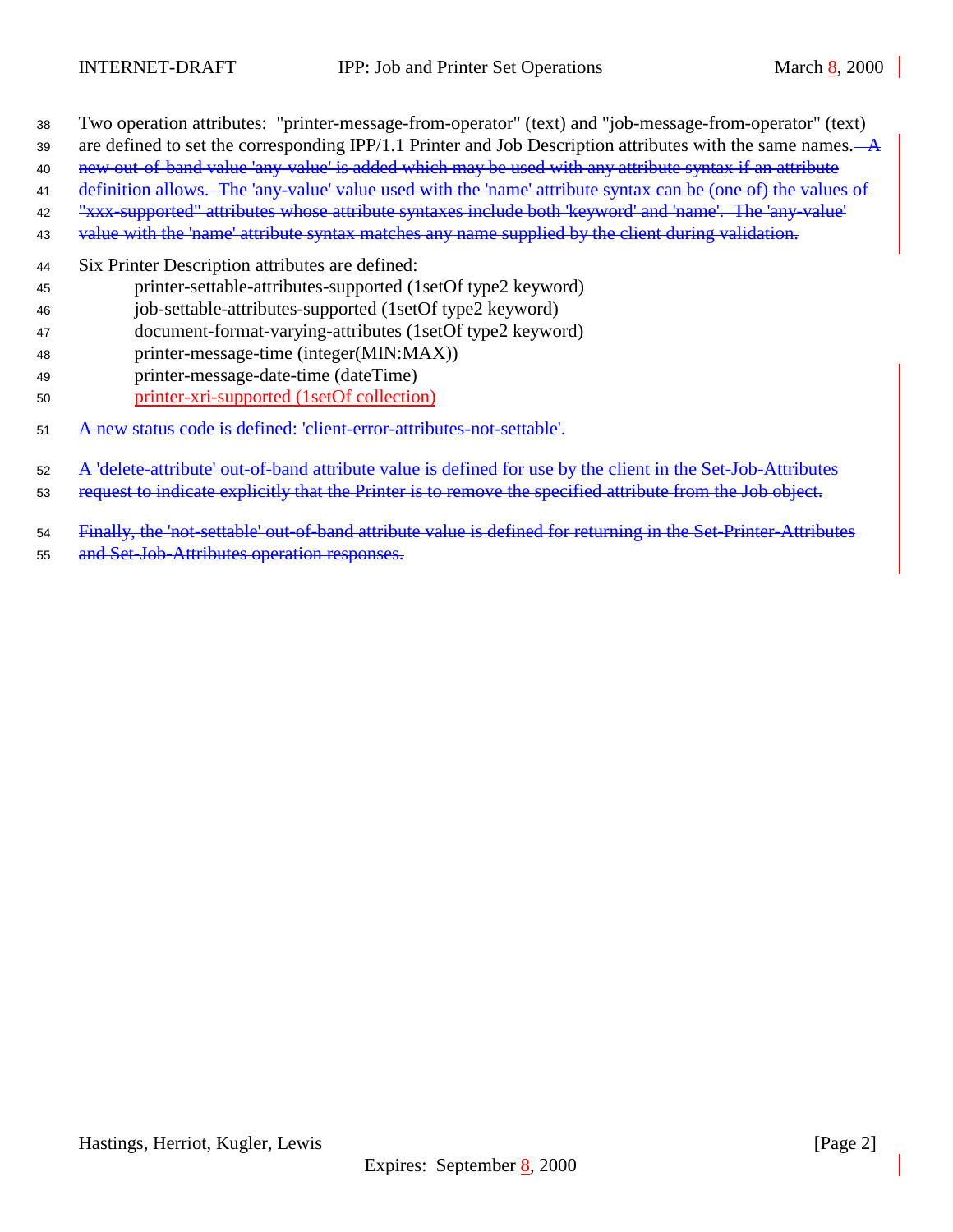Two operation attributes: "printer-message-from-operator" (text) and "job-message-from-operator" (text) are defined to set the corresponding IPP/1.1 Printer and Job Description attributes with the same names. ~~A new out-of-band value 'any-value' is added which may be used with any attribute syntax if an attribute definition allows. The 'any-value' value used with the 'name' attribute syntax can be (one of) the values of "xxx-supported" attributes whose attribute syntaxes include both 'keyword' and 'name'. The 'any-value' value with the 'name' attribute syntax matches any name supplied by the client during validation.~~

Six Printer Description attributes are defined:

- printer-settable-attributes-supported (1setOf type2 keyword)
- job-settable-attributes-supported (1setOf type2 keyword)
- document-format-varying-attributes (1setOf type2 keyword)
- printer-message-time (integer(MIN:MAX))
- printer-message-date-time (dateTime)
- printer-xri-supported (1setOf collection)

~~A new status code is defined: 'client-error-attributes-not-settable'.~~

~~A 'delete-attribute' out-of-band attribute value is defined for use by the client in the Set-Job-Attributes request to indicate explicitly that the Printer is to remove the specified attribute from the Job object.~~

~~Finally, the 'not-settable' out-of-band attribute value is defined for returning in the Set-Printer-Attributes and Set-Job-Attributes operation responses.~~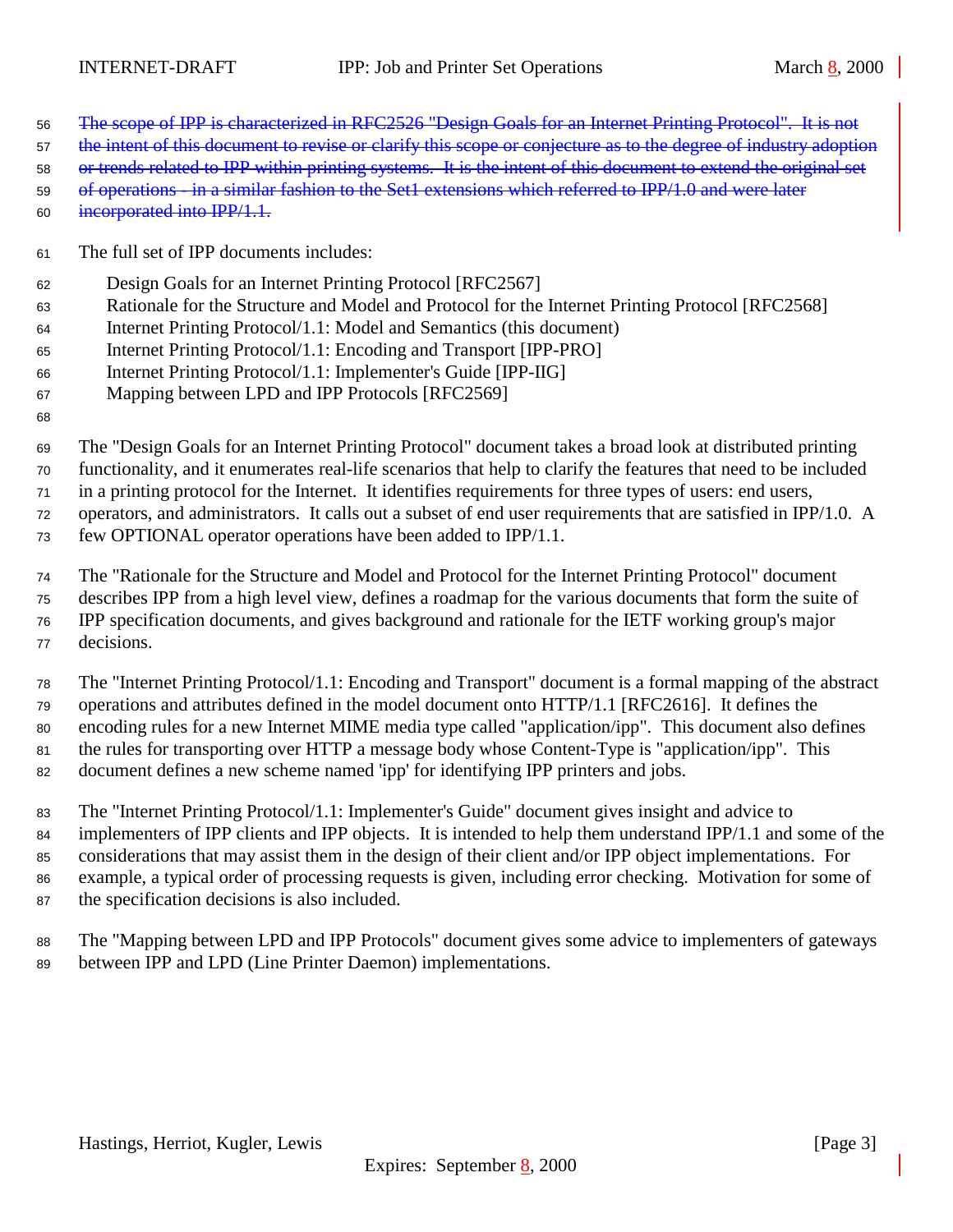~~The scope of IPP is characterized in RFC2526 "Design Goals for an Internet Printing Protocol". It is not the intent of this document to revise or clarify this scope or conjecture as to the degree of industry adoption or trends related to IPP within printing systems. It is the intent of this document to extend the original set of operations - in a similar fashion to the Set1 extensions which referred to IPP/1.0 and were later incorporated into IPP/1.1.~~

The full set of IPP documents includes:

- Design Goals for an Internet Printing Protocol [RFC2567]
- Rationale for the Structure and Model and Protocol for the Internet Printing Protocol [RFC2568]
- Internet Printing Protocol/1.1: Model and Semantics (this document)
- Internet Printing Protocol/1.1: Encoding and Transport [IPP-PRO]
- Internet Printing Protocol/1.1: Implementer's Guide [IPP-IIG]
- Mapping between LPD and IPP Protocols [RFC2569]

The "Design Goals for an Internet Printing Protocol" document takes a broad look at distributed printing functionality, and it enumerates real-life scenarios that help to clarify the features that need to be included in a printing protocol for the Internet. It identifies requirements for three types of users: end users, operators, and administrators. It calls out a subset of end user requirements that are satisfied in IPP/1.0. A few OPTIONAL operator operations have been added to IPP/1.1.

The "Rationale for the Structure and Model and Protocol for the Internet Printing Protocol" document describes IPP from a high level view, defines a roadmap for the various documents that form the suite of IPP specification documents, and gives background and rationale for the IETF working group's major decisions.

The "Internet Printing Protocol/1.1: Encoding and Transport" document is a formal mapping of the abstract operations and attributes defined in the model document onto HTTP/1.1 [RFC2616]. It defines the encoding rules for a new Internet MIME media type called "application/ipp". This document also defines the rules for transporting over HTTP a message body whose Content-Type is "application/ipp". This document defines a new scheme named 'ipp' for identifying IPP printers and jobs.

The "Internet Printing Protocol/1.1: Implementer's Guide" document gives insight and advice to implementers of IPP clients and IPP objects. It is intended to help them understand IPP/1.1 and some of the considerations that may assist them in the design of their client and/or IPP object implementations. For example, a typical order of processing requests is given, including error checking. Motivation for some of the specification decisions is also included.

The "Mapping between LPD and IPP Protocols" document gives some advice to implementers of gateways between IPP and LPD (Line Printer Daemon) implementations.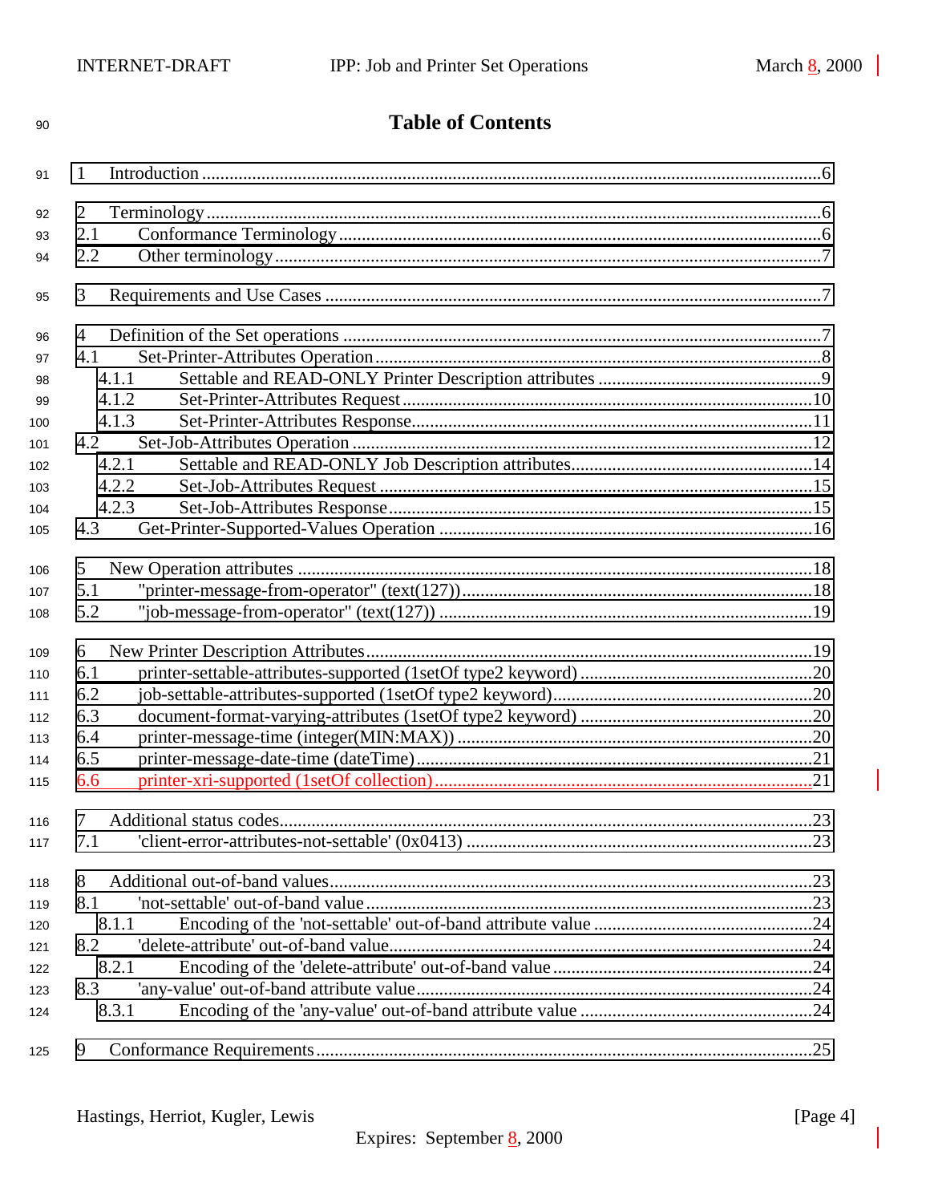# Table of Contents

1 Introduction .......................................................................................................6

2 Terminology.......................................................................................................6
2.1 Conformance Terminology...............................................................................6
2.2 Other terminology.............................................................................................7

3 Requirements and Use Cases ...........................................................................7

4 Definition of the Set operations .........................................................................7
4.1 Set-Printer-Attributes Operation........................................................................8
4.1.1 Settable and READ-ONLY Printer Description attributes ...............................9
4.1.2 Set-Printer-Attributes Request.......................................................................10
4.1.3 Set-Printer-Attributes Response....................................................................11
4.2 Set-Job-Attributes Operation ...........................................................................12
4.2.1 Settable and READ-ONLY Job Description attributes...................................14
4.2.2 Set-Job-Attributes Request ............................................................................15
4.2.3 Set-Job-Attributes Response..........................................................................15
4.3 Get-Printer-Supported-Values Operation ........................................................16

5 New Operation attributes ..................................................................................18
5.1 "printer-message-from-operator" (text(127))...................................................18
5.2 "job-message-from-operator" (text(127)) ........................................................19

6 New Printer Description Attributes....................................................................19
6.1 printer-settable-attributes-supported (1setOf type2 keyword) ..........................20
6.2 job-settable-attributes-supported (1setOf type2 keyword)................................20
6.3 document-format-varying-attributes (1setOf type2 keyword) ..........................20
6.4 printer-message-time (integer(MIN:MAX)) .....................................................20
6.5 printer-message-date-time (dateTime).............................................................21
6.6 printer-xri-supported (1setOf collection)..........................................................21

7 Additional status codes......................................................................................23
7.1 'client-error-attributes-not-settable' (0x0413) ...................................................23

8 Additional out-of-band values............................................................................23
8.1 'not-settable' out-of-band value........................................................................23
8.1.1 Encoding of the 'not-settable' out-of-band attribute value ..............................24
8.2 'delete-attribute' out-of-band value...................................................................24
8.2.1 Encoding of the 'delete-attribute' out-of-band value.......................................24
8.3 'any-value' out-of-band attribute value.............................................................24
8.3.1 Encoding of the 'any-value' out-of-band attribute value .................................24

9 Conformance Requirements..............................................................................25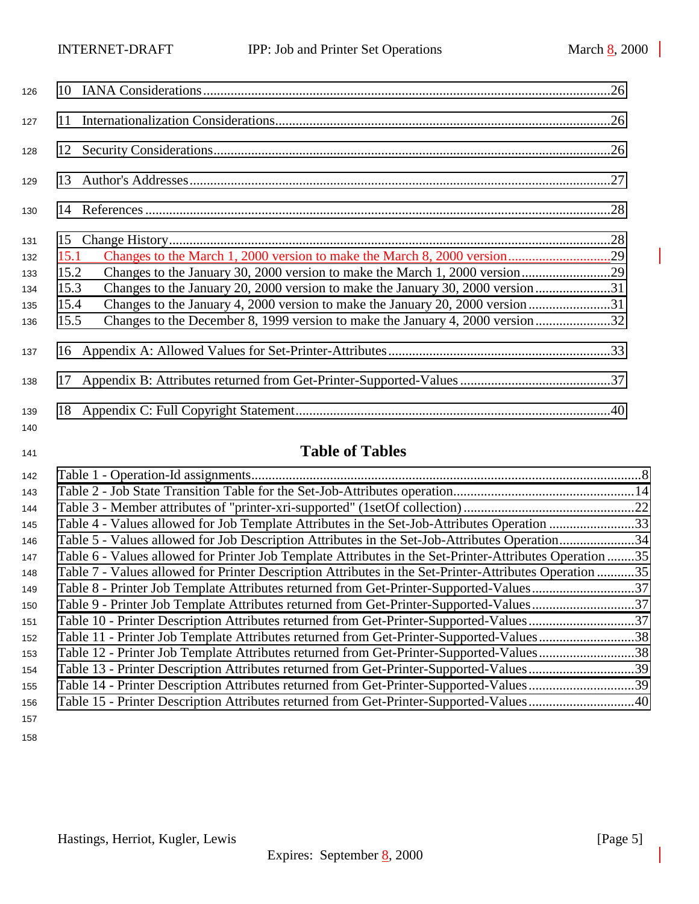10 IANA Considerations.......................................................................................................................26

11 Internationalization Considerations.................................................................................................26

12 Security Considerations....................................................................................................................26

13 Author's Addresses...........................................................................................................................27

14 References .......................................................................................................................................28

15 Change History.................................................................................................................................28
15.1 Changes to the March 1, 2000 version to make the March 8, 2000 version.............................29
15.2 Changes to the January 30, 2000 version to make the March 1, 2000 version..........................29
15.3 Changes to the January 20, 2000 version to make the January 30, 2000 version......................31
15.4 Changes to the January 4, 2000 version to make the January 20, 2000 version........................31
15.5 Changes to the December 8, 1999 version to make the January 4, 2000 version......................32

16 Appendix A: Allowed Values for Set-Printer-Attributes.................................................................33

17 Appendix B: Attributes returned from Get-Printer-Supported-Values............................................37

18 Appendix C: Full Copyright Statement............................................................................................40

## Table of Tables

Table 1 - Operation-Id assignments..................................................................................................................8
Table 2 - Job State Transition Table for the Set-Job-Attributes operation.....................................................14
Table 3 - Member attributes of "printer-xri-supported" (1setOf collection) .................................................22
Table 4 - Values allowed for Job Template Attributes in the Set-Job-Attributes Operation .........................33
Table 5 - Values allowed for Job Description Attributes in the Set-Job-Attributes Operation......................34
Table 6 - Values allowed for Printer Job Template Attributes in the Set-Printer-Attributes Operation .........35
Table 7 - Values allowed for Printer Description Attributes in the Set-Printer-Attributes Operation ...........35
Table 8 - Printer Job Template Attributes returned from Get-Printer-Supported-Values..............................37
Table 9 - Printer Job Template Attributes returned from Get-Printer-Supported-Values..............................37
Table 10 - Printer Description Attributes returned from Get-Printer-Supported-Values...............................37
Table 11 - Printer Job Template Attributes returned from Get-Printer-Supported-Values............................38
Table 12 - Printer Job Template Attributes returned from Get-Printer-Supported-Values............................38
Table 13 - Printer Description Attributes returned from Get-Printer-Supported-Values...............................39
Table 14 - Printer Description Attributes returned from Get-Printer-Supported-Values...............................39
Table 15 - Printer Description Attributes returned from Get-Printer-Supported-Values...............................40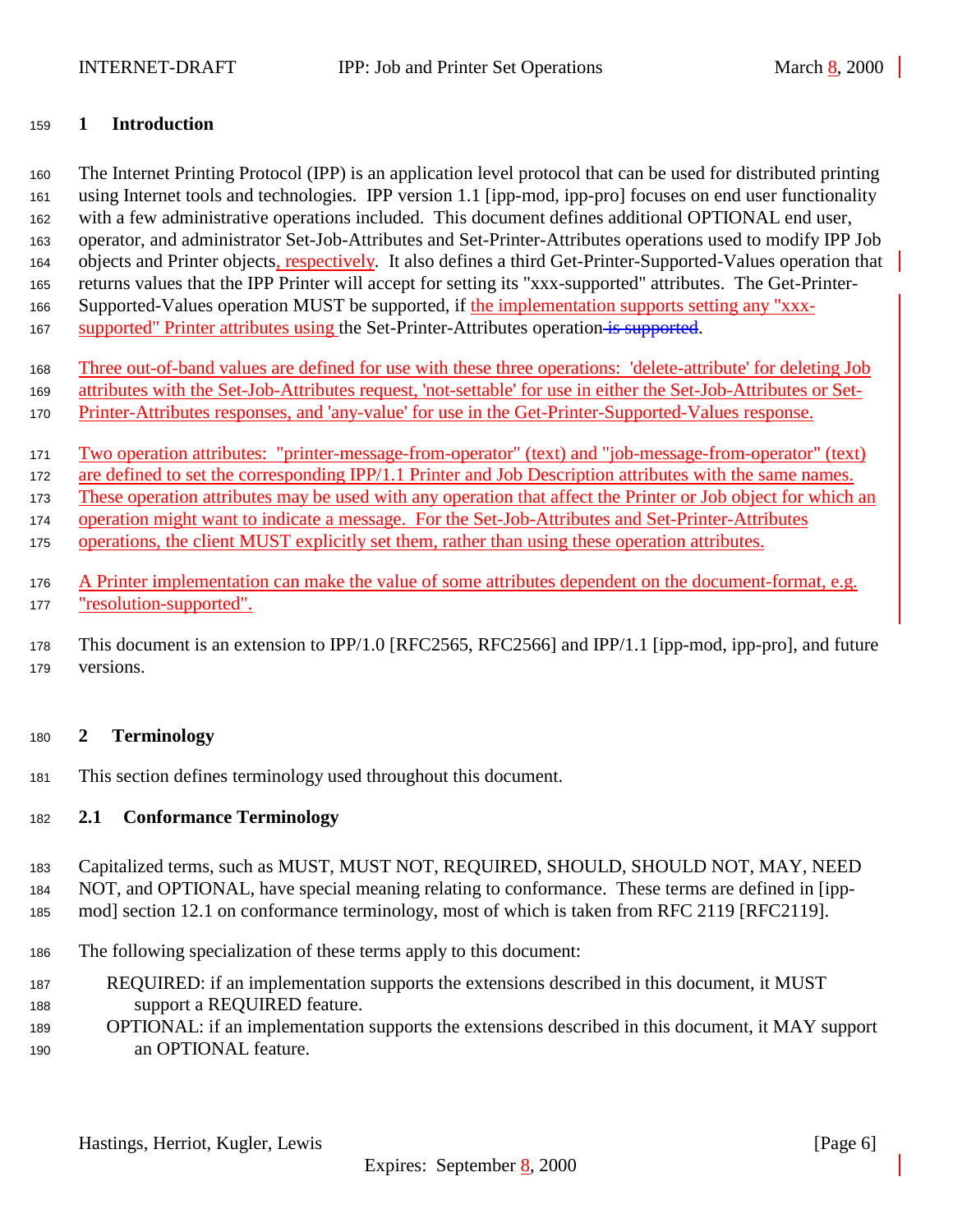# 1 Introduction

The Internet Printing Protocol (IPP) is an application level protocol that can be used for distributed printing using Internet tools and technologies. IPP version 1.1 [ipp-mod, ipp-pro] focuses on end user functionality with a few administrative operations included. This document defines additional OPTIONAL end user, operator, and administrator Set-Job-Attributes and Set-Printer-Attributes operations used to modify IPP Job objects and Printer objects, respectively. It also defines a third Get-Printer-Supported-Values operation that returns values that the IPP Printer will accept for setting its "xxx-supported" attributes. The Get-Printer-Supported-Values operation MUST be supported, if the implementation supports setting any "xxx-supported" Printer attributes using the Set-Printer-Attributes operation~~ is supported~~.

Three out-of-band values are defined for use with these three operations: 'delete-attribute' for deleting Job attributes with the Set-Job-Attributes request, 'not-settable' for use in either the Set-Job-Attributes or Set-Printer-Attributes responses, and 'any-value' for use in the Get-Printer-Supported-Values response.

Two operation attributes: "printer-message-from-operator" (text) and "job-message-from-operator" (text) are defined to set the corresponding IPP/1.1 Printer and Job Description attributes with the same names. These operation attributes may be used with any operation that affect the Printer or Job object for which an operation might want to indicate a message. For the Set-Job-Attributes and Set-Printer-Attributes operations, the client MUST explicitly set them, rather than using these operation attributes.

A Printer implementation can make the value of some attributes dependent on the document-format, e.g. "resolution-supported".

This document is an extension to IPP/1.0 [RFC2565, RFC2566] and IPP/1.1 [ipp-mod, ipp-pro], and future versions.

# 2 Terminology

This section defines terminology used throughout this document.

## 2.1 Conformance Terminology

Capitalized terms, such as MUST, MUST NOT, REQUIRED, SHOULD, SHOULD NOT, MAY, NEED NOT, and OPTIONAL, have special meaning relating to conformance. These terms are defined in [ipp-mod] section 12.1 on conformance terminology, most of which is taken from RFC 2119 [RFC2119].

The following specialization of these terms apply to this document:

REQUIRED: if an implementation supports the extensions described in this document, it MUST support a REQUIRED feature.

OPTIONAL: if an implementation supports the extensions described in this document, it MAY support an OPTIONAL feature.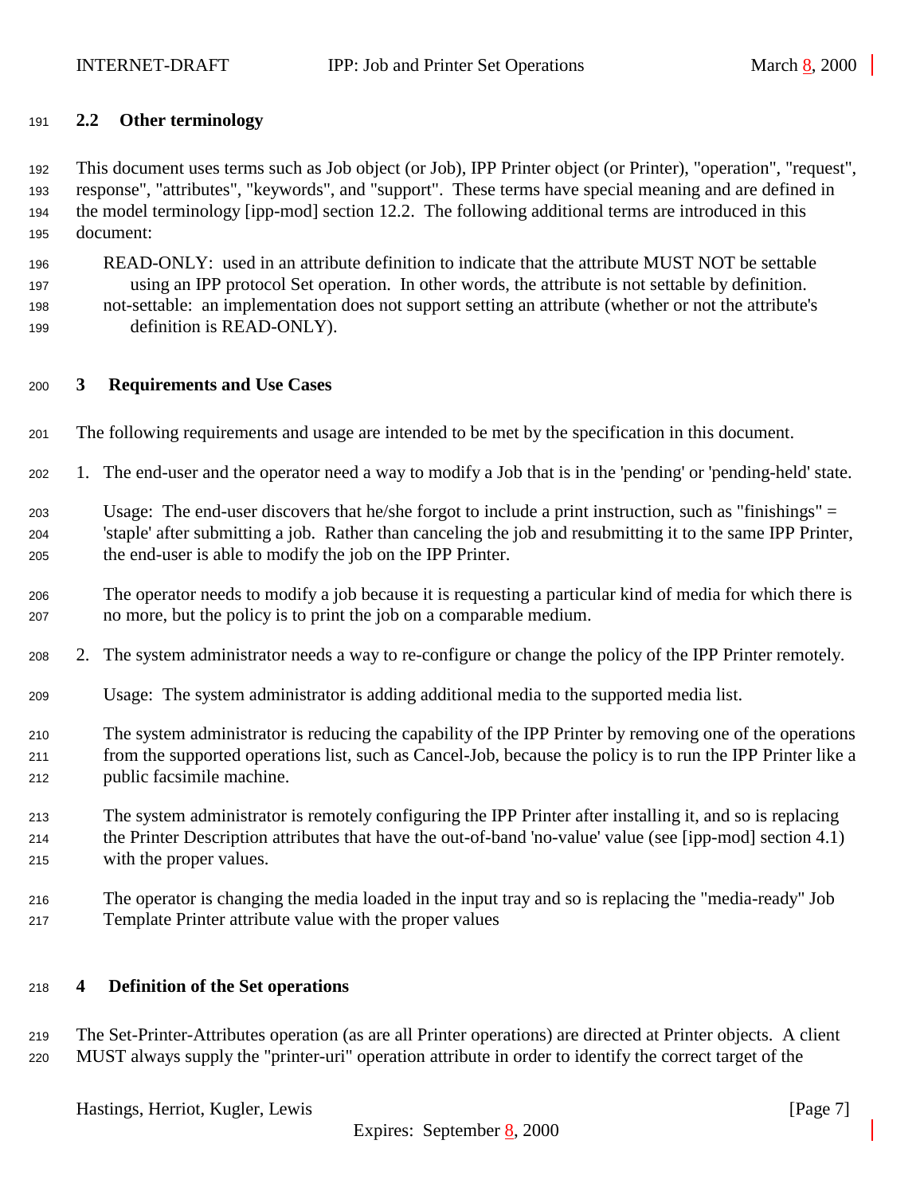## 2.2 Other terminology

This document uses terms such as Job object (or Job), IPP Printer object (or Printer), "operation", "request", response", "attributes", "keywords", and "support". These terms have special meaning and are defined in the model terminology [ipp-mod] section 12.2. The following additional terms are introduced in this document:

READ-ONLY: used in an attribute definition to indicate that the attribute MUST NOT be settable using an IPP protocol Set operation. In other words, the attribute is not settable by definition.

not-settable: an implementation does not support setting an attribute (whether or not the attribute's definition is READ-ONLY).

# 3 Requirements and Use Cases

The following requirements and usage are intended to be met by the specification in this document.

1. The end-user and the operator need a way to modify a Job that is in the 'pending' or 'pending-held' state.

   Usage: The end-user discovers that he/she forgot to include a print instruction, such as "finishings" = 'staple' after submitting a job. Rather than canceling the job and resubmitting it to the same IPP Printer, the end-user is able to modify the job on the IPP Printer.

   The operator needs to modify a job because it is requesting a particular kind of media for which there is no more, but the policy is to print the job on a comparable medium.

2. The system administrator needs a way to re-configure or change the policy of the IPP Printer remotely.

   Usage: The system administrator is adding additional media to the supported media list.

   The system administrator is reducing the capability of the IPP Printer by removing one of the operations from the supported operations list, such as Cancel-Job, because the policy is to run the IPP Printer like a public facsimile machine.

   The system administrator is remotely configuring the IPP Printer after installing it, and so is replacing the Printer Description attributes that have the out-of-band 'no-value' value (see [ipp-mod] section 4.1) with the proper values.

   The operator is changing the media loaded in the input tray and so is replacing the "media-ready" Job Template Printer attribute value with the proper values

# 4 Definition of the Set operations

The Set-Printer-Attributes operation (as are all Printer operations) are directed at Printer objects. A client MUST always supply the "printer-uri" operation attribute in order to identify the correct target of the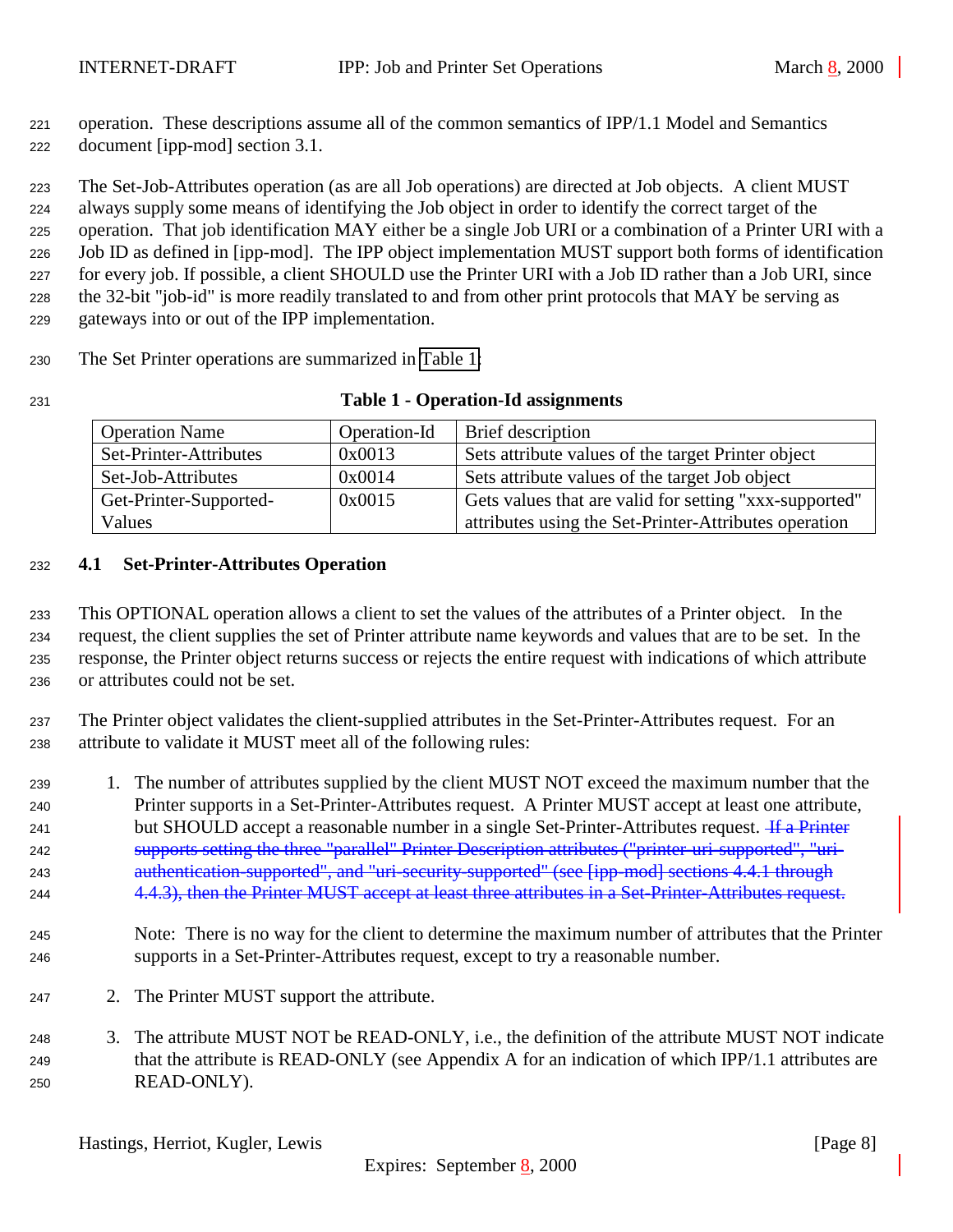operation. These descriptions assume all of the common semantics of IPP/1.1 Model and Semantics document [ipp-mod] section 3.1.

The Set-Job-Attributes operation (as are all Job operations) are directed at Job objects. A client MUST always supply some means of identifying the Job object in order to identify the correct target of the operation. That job identification MAY either be a single Job URI or a combination of a Printer URI with a Job ID as defined in [ipp-mod]. The IPP object implementation MUST support both forms of identification for every job. If possible, a client SHOULD use the Printer URI with a Job ID rather than a Job URI, since the 32-bit "job-id" is more readily translated to and from other print protocols that MAY be serving as gateways into or out of the IPP implementation.

The Set Printer operations are summarized in Table 1:

**Table 1 - Operation-Id assignments**

| Operation Name | Operation-Id | Brief description |
|---|---|---|
| Set-Printer-Attributes | 0x0013 | Sets attribute values of the target Printer object |
| Set-Job-Attributes | 0x0014 | Sets attribute values of the target Job object |
| Get-Printer-Supported-Values | 0x0015 | Gets values that are valid for setting "xxx-supported" attributes using the Set-Printer-Attributes operation |

### 4.1 Set-Printer-Attributes Operation

This OPTIONAL operation allows a client to set the values of the attributes of a Printer object. In the request, the client supplies the set of Printer attribute name keywords and values that are to be set. In the response, the Printer object returns success or rejects the entire request with indications of which attribute or attributes could not be set.

The Printer object validates the client-supplied attributes in the Set-Printer-Attributes request. For an attribute to validate it MUST meet all of the following rules:

1. The number of attributes supplied by the client MUST NOT exceed the maximum number that the Printer supports in a Set-Printer-Attributes request. A Printer MUST accept at least one attribute, but SHOULD accept a reasonable number in a single Set-Printer-Attributes request. ~~If a Printer supports setting the three "parallel" Printer Description attributes ("printer-uri-supported", "uri-authentication-supported", and "uri-security-supported" (see [ipp-mod] sections 4.4.1 through 4.4.3), then the Printer MUST accept at least three attributes in a Set-Printer-Attributes request.~~

   Note: There is no way for the client to determine the maximum number of attributes that the Printer supports in a Set-Printer-Attributes request, except to try a reasonable number.

2. The Printer MUST support the attribute.

3. The attribute MUST NOT be READ-ONLY, i.e., the definition of the attribute MUST NOT indicate that the attribute is READ-ONLY (see Appendix A for an indication of which IPP/1.1 attributes are READ-ONLY).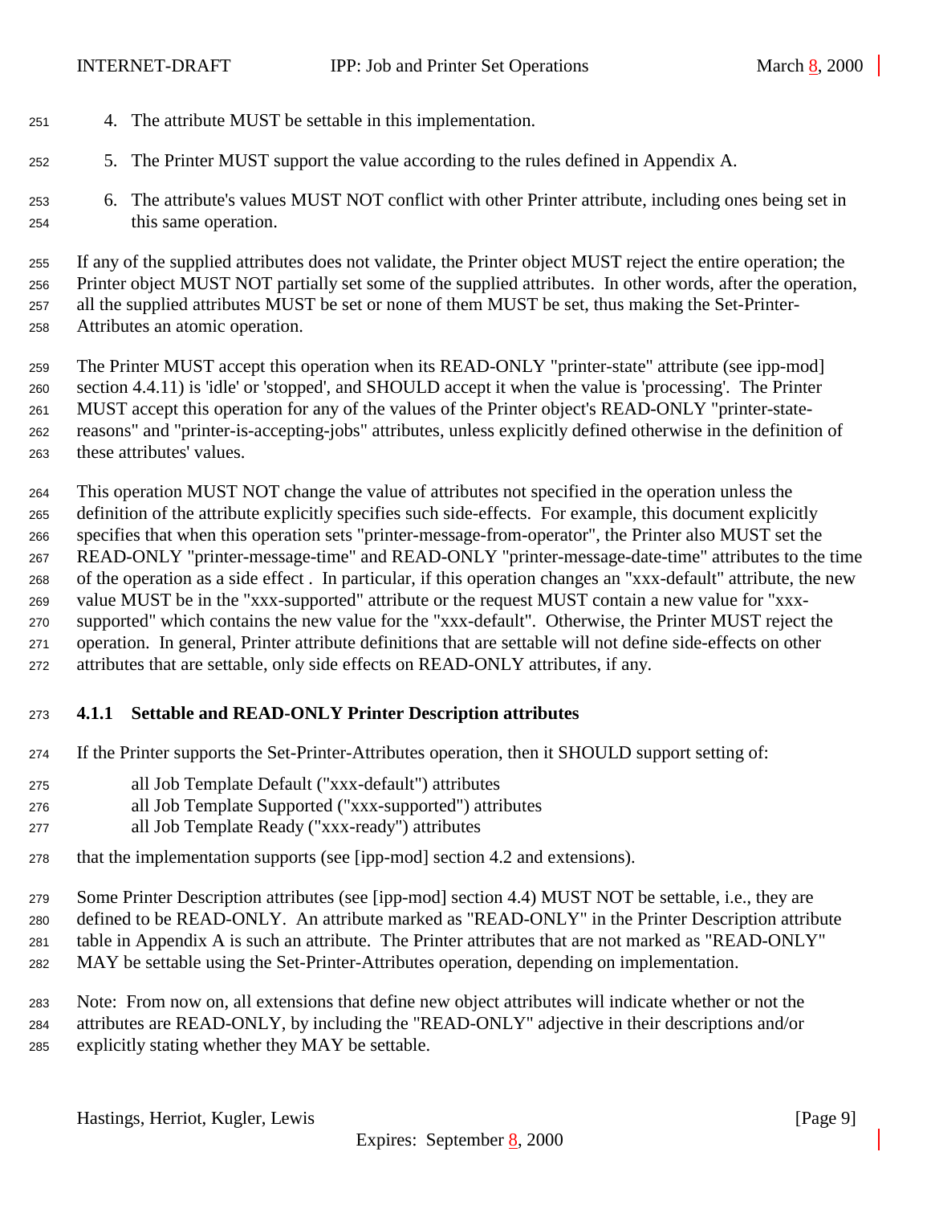4. The attribute MUST be settable in this implementation.

5. The Printer MUST support the value according to the rules defined in Appendix A.

6. The attribute's values MUST NOT conflict with other Printer attribute, including ones being set in this same operation.

If any of the supplied attributes does not validate, the Printer object MUST reject the entire operation; the Printer object MUST NOT partially set some of the supplied attributes. In other words, after the operation, all the supplied attributes MUST be set or none of them MUST be set, thus making the Set-Printer-Attributes an atomic operation.

The Printer MUST accept this operation when its READ-ONLY "printer-state" attribute (see ipp-mod] section 4.4.11) is 'idle' or 'stopped', and SHOULD accept it when the value is 'processing'. The Printer MUST accept this operation for any of the values of the Printer object's READ-ONLY "printer-state-reasons" and "printer-is-accepting-jobs" attributes, unless explicitly defined otherwise in the definition of these attributes' values.

This operation MUST NOT change the value of attributes not specified in the operation unless the definition of the attribute explicitly specifies such side-effects. For example, this document explicitly specifies that when this operation sets "printer-message-from-operator", the Printer also MUST set the READ-ONLY "printer-message-time" and READ-ONLY "printer-message-date-time" attributes to the time of the operation as a side effect . In particular, if this operation changes an "xxx-default" attribute, the new value MUST be in the "xxx-supported" attribute or the request MUST contain a new value for "xxx-supported" which contains the new value for the "xxx-default". Otherwise, the Printer MUST reject the operation. In general, Printer attribute definitions that are settable will not define side-effects on other attributes that are settable, only side effects on READ-ONLY attributes, if any.

### 4.1.1 Settable and READ-ONLY Printer Description attributes

If the Printer supports the Set-Printer-Attributes operation, then it SHOULD support setting of:

all Job Template Default ("xxx-default") attributes
all Job Template Supported ("xxx-supported") attributes
all Job Template Ready ("xxx-ready") attributes

that the implementation supports (see [ipp-mod] section 4.2 and extensions).

Some Printer Description attributes (see [ipp-mod] section 4.4) MUST NOT be settable, i.e., they are defined to be READ-ONLY. An attribute marked as "READ-ONLY" in the Printer Description attribute table in Appendix A is such an attribute. The Printer attributes that are not marked as "READ-ONLY" MAY be settable using the Set-Printer-Attributes operation, depending on implementation.

Note: From now on, all extensions that define new object attributes will indicate whether or not the attributes are READ-ONLY, by including the "READ-ONLY" adjective in their descriptions and/or explicitly stating whether they MAY be settable.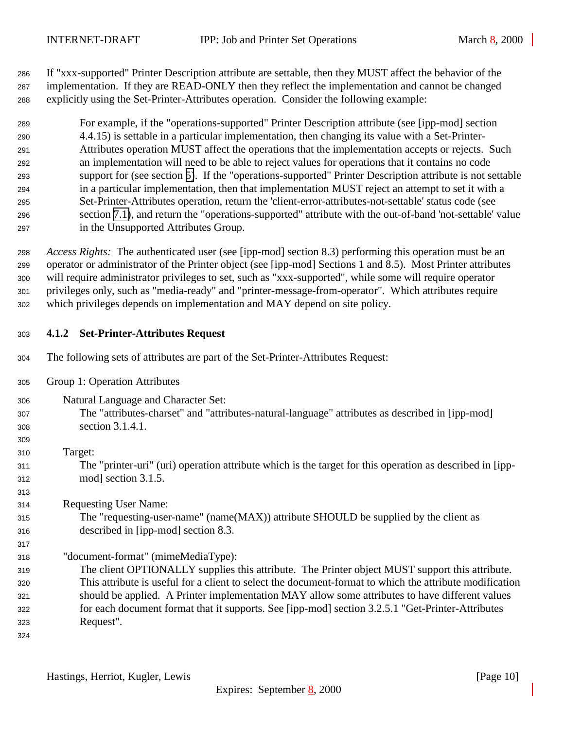If "xxx-supported" Printer Description attribute are settable, then they MUST affect the behavior of the implementation. If they are READ-ONLY then they reflect the implementation and cannot be changed explicitly using the Set-Printer-Attributes operation. Consider the following example:

> For example, if the "operations-supported" Printer Description attribute (see [ipp-mod] section 4.4.15) is settable in a particular implementation, then changing its value with a Set-Printer-Attributes operation MUST affect the operations that the implementation accepts or rejects. Such an implementation will need to be able to reject values for operations that it contains no code support for (see section 5). If the "operations-supported" Printer Description attribute is not settable in a particular implementation, then that implementation MUST reject an attempt to set it with a Set-Printer-Attributes operation, return the 'client-error-attributes-not-settable' status code (see section 7.1), and return the "operations-supported" attribute with the out-of-band 'not-settable' value in the Unsupported Attributes Group.

*Access Rights:* The authenticated user (see [ipp-mod] section 8.3) performing this operation must be an operator or administrator of the Printer object (see [ipp-mod] Sections 1 and 8.5). Most Printer attributes will require administrator privileges to set, such as "xxx-supported", while some will require operator privileges only, such as "media-ready" and "printer-message-from-operator". Which attributes require which privileges depends on implementation and MAY depend on site policy.

### 4.1.2 Set-Printer-Attributes Request

The following sets of attributes are part of the Set-Printer-Attributes Request:

Group 1: Operation Attributes

Natural Language and Character Set:
The "attributes-charset" and "attributes-natural-language" attributes as described in [ipp-mod] section 3.1.4.1.

Target:
The "printer-uri" (uri) operation attribute which is the target for this operation as described in [ipp-mod] section 3.1.5.

Requesting User Name:
The "requesting-user-name" (name(MAX)) attribute SHOULD be supplied by the client as described in [ipp-mod] section 8.3.

"document-format" (mimeMediaType):
The client OPTIONALLY supplies this attribute. The Printer object MUST support this attribute. This attribute is useful for a client to select the document-format to which the attribute modification should be applied. A Printer implementation MAY allow some attributes to have different values for each document format that it supports. See [ipp-mod] section 3.2.5.1 "Get-Printer-Attributes Request".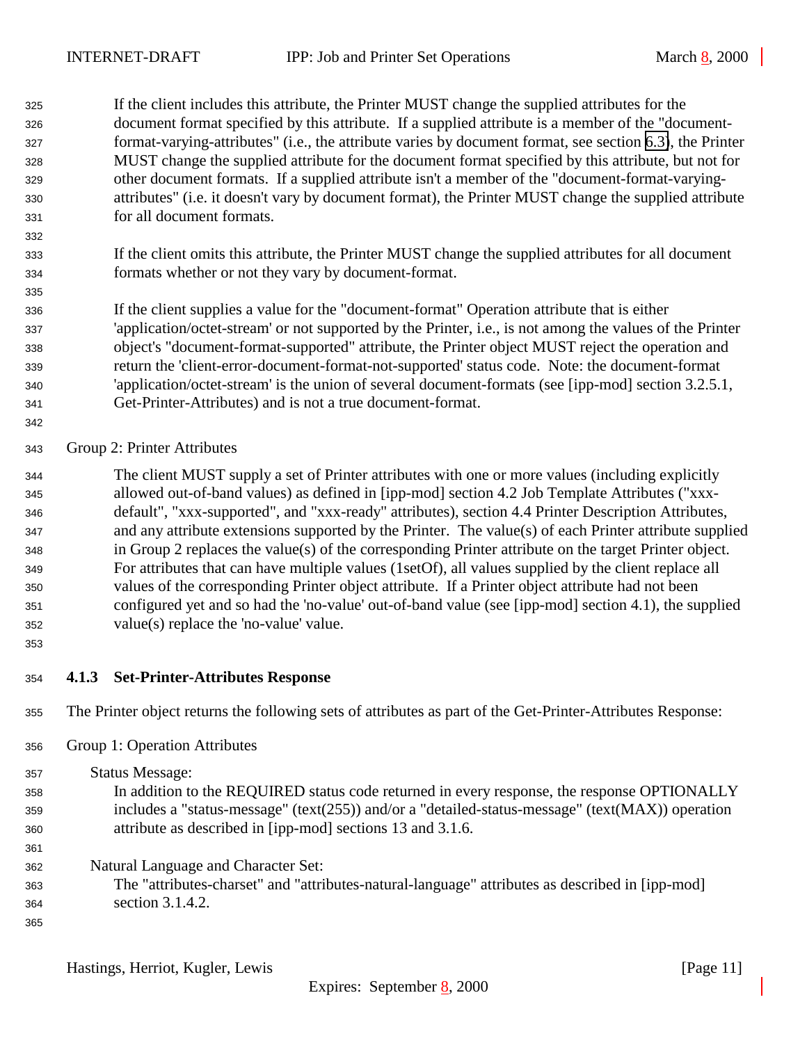If the client includes this attribute, the Printer MUST change the supplied attributes for the document format specified by this attribute. If a supplied attribute is a member of the "document-format-varying-attributes" (i.e., the attribute varies by document format, see section 6.3), the Printer MUST change the supplied attribute for the document format specified by this attribute, but not for other document formats. If a supplied attribute isn't a member of the "document-format-varying-attributes" (i.e. it doesn't vary by document format), the Printer MUST change the supplied attribute for all document formats.

If the client omits this attribute, the Printer MUST change the supplied attributes for all document formats whether or not they vary by document-format.

If the client supplies a value for the "document-format" Operation attribute that is either 'application/octet-stream' or not supported by the Printer, i.e., is not among the values of the Printer object's "document-format-supported" attribute, the Printer object MUST reject the operation and return the 'client-error-document-format-not-supported' status code. Note: the document-format 'application/octet-stream' is the union of several document-formats (see [ipp-mod] section 3.2.5.1, Get-Printer-Attributes) and is not a true document-format.

Group 2: Printer Attributes

The client MUST supply a set of Printer attributes with one or more values (including explicitly allowed out-of-band values) as defined in [ipp-mod] section 4.2 Job Template Attributes ("xxx-default", "xxx-supported", and "xxx-ready" attributes), section 4.4 Printer Description Attributes, and any attribute extensions supported by the Printer. The value(s) of each Printer attribute supplied in Group 2 replaces the value(s) of the corresponding Printer attribute on the target Printer object. For attributes that can have multiple values (1setOf), all values supplied by the client replace all values of the corresponding Printer object attribute. If a Printer object attribute had not been configured yet and so had the 'no-value' out-of-band value (see [ipp-mod] section 4.1), the supplied value(s) replace the 'no-value' value.

### 4.1.3 Set-Printer-Attributes Response

The Printer object returns the following sets of attributes as part of the Get-Printer-Attributes Response:

Group 1: Operation Attributes

Status Message:
In addition to the REQUIRED status code returned in every response, the response OPTIONALLY includes a "status-message" (text(255)) and/or a "detailed-status-message" (text(MAX)) operation attribute as described in [ipp-mod] sections 13 and 3.1.6.

Natural Language and Character Set:
The "attributes-charset" and "attributes-natural-language" attributes as described in [ipp-mod] section 3.1.4.2.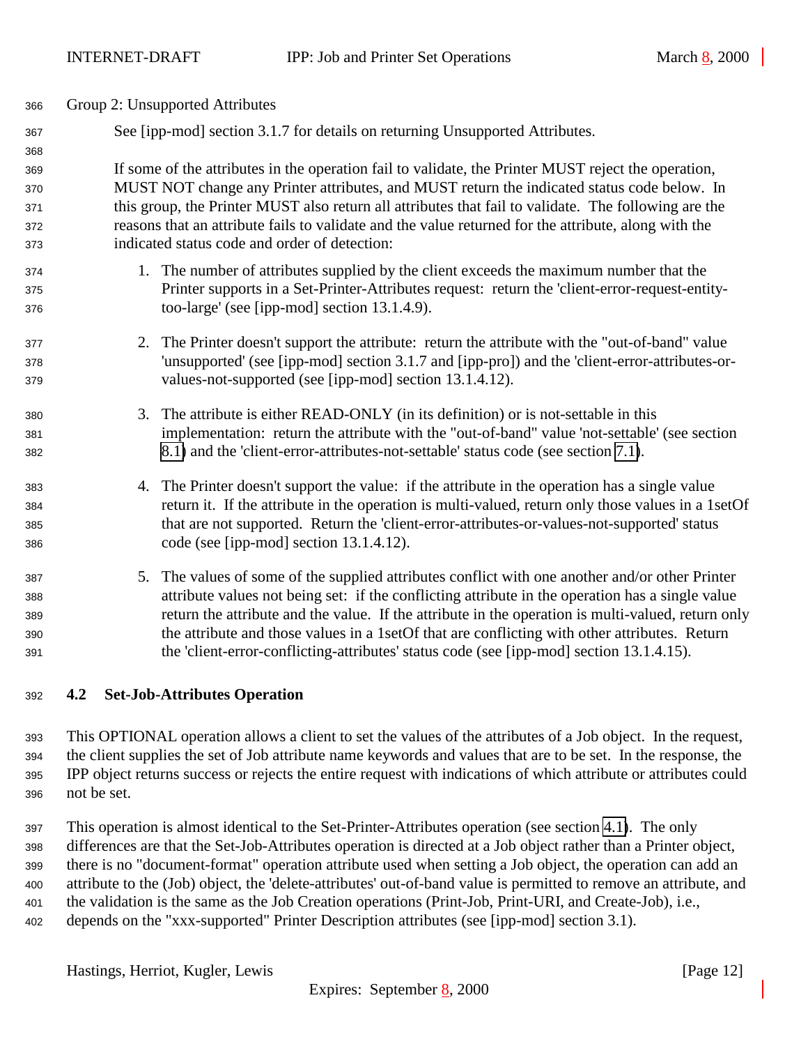Group 2: Unsupported Attributes

See [ipp-mod] section 3.1.7 for details on returning Unsupported Attributes.

If some of the attributes in the operation fail to validate, the Printer MUST reject the operation, MUST NOT change any Printer attributes, and MUST return the indicated status code below. In this group, the Printer MUST also return all attributes that fail to validate. The following are the reasons that an attribute fails to validate and the value returned for the attribute, along with the indicated status code and order of detection:

1. The number of attributes supplied by the client exceeds the maximum number that the Printer supports in a Set-Printer-Attributes request: return the 'client-error-request-entity-too-large' (see [ipp-mod] section 13.1.4.9).

2. The Printer doesn't support the attribute: return the attribute with the "out-of-band" value 'unsupported' (see [ipp-mod] section 3.1.7 and [ipp-pro]) and the 'client-error-attributes-or-values-not-supported (see [ipp-mod] section 13.1.4.12).

3. The attribute is either READ-ONLY (in its definition) or is not-settable in this implementation: return the attribute with the "out-of-band" value 'not-settable' (see section 8.1) and the 'client-error-attributes-not-settable' status code (see section 7.1).

4. The Printer doesn't support the value: if the attribute in the operation has a single value return it. If the attribute in the operation is multi-valued, return only those values in a 1setOf that are not supported. Return the 'client-error-attributes-or-values-not-supported' status code (see [ipp-mod] section 13.1.4.12).

5. The values of some of the supplied attributes conflict with one another and/or other Printer attribute values not being set: if the conflicting attribute in the operation has a single value return the attribute and the value. If the attribute in the operation is multi-valued, return only the attribute and those values in a 1setOf that are conflicting with other attributes. Return the 'client-error-conflicting-attributes' status code (see [ipp-mod] section 13.1.4.15).

### 4.2 Set-Job-Attributes Operation

This OPTIONAL operation allows a client to set the values of the attributes of a Job object. In the request, the client supplies the set of Job attribute name keywords and values that are to be set. In the response, the IPP object returns success or rejects the entire request with indications of which attribute or attributes could not be set.

This operation is almost identical to the Set-Printer-Attributes operation (see section 4.1). The only differences are that the Set-Job-Attributes operation is directed at a Job object rather than a Printer object, there is no "document-format" operation attribute used when setting a Job object, the operation can add an attribute to the (Job) object, the 'delete-attributes' out-of-band value is permitted to remove an attribute, and the validation is the same as the Job Creation operations (Print-Job, Print-URI, and Create-Job), i.e., depends on the "xxx-supported" Printer Description attributes (see [ipp-mod] section 3.1).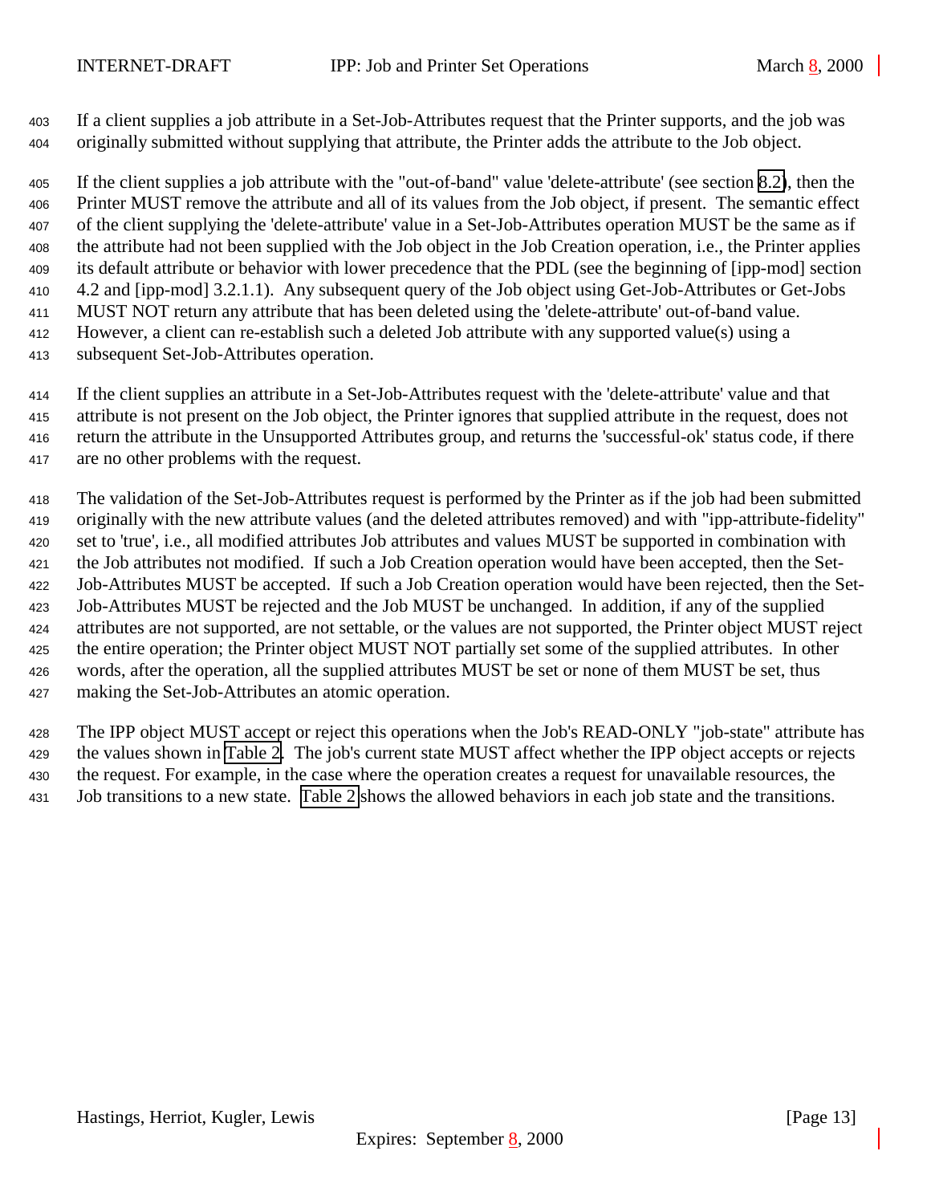If a client supplies a job attribute in a Set-Job-Attributes request that the Printer supports, and the job was originally submitted without supplying that attribute, the Printer adds the attribute to the Job object.

If the client supplies a job attribute with the "out-of-band" value 'delete-attribute' (see section 8.2), then the Printer MUST remove the attribute and all of its values from the Job object, if present. The semantic effect of the client supplying the 'delete-attribute' value in a Set-Job-Attributes operation MUST be the same as if the attribute had not been supplied with the Job object in the Job Creation operation, i.e., the Printer applies its default attribute or behavior with lower precedence that the PDL (see the beginning of [ipp-mod] section 4.2 and [ipp-mod] 3.2.1.1). Any subsequent query of the Job object using Get-Job-Attributes or Get-Jobs MUST NOT return any attribute that has been deleted using the 'delete-attribute' out-of-band value. However, a client can re-establish such a deleted Job attribute with any supported value(s) using a subsequent Set-Job-Attributes operation.

If the client supplies an attribute in a Set-Job-Attributes request with the 'delete-attribute' value and that attribute is not present on the Job object, the Printer ignores that supplied attribute in the request, does not return the attribute in the Unsupported Attributes group, and returns the 'successful-ok' status code, if there are no other problems with the request.

The validation of the Set-Job-Attributes request is performed by the Printer as if the job had been submitted originally with the new attribute values (and the deleted attributes removed) and with "ipp-attribute-fidelity" set to 'true', i.e., all modified attributes Job attributes and values MUST be supported in combination with the Job attributes not modified. If such a Job Creation operation would have been accepted, then the Set-Job-Attributes MUST be accepted. If such a Job Creation operation would have been rejected, then the Set-Job-Attributes MUST be rejected and the Job MUST be unchanged. In addition, if any of the supplied attributes are not supported, are not settable, or the values are not supported, the Printer object MUST reject the entire operation; the Printer object MUST NOT partially set some of the supplied attributes. In other words, after the operation, all the supplied attributes MUST be set or none of them MUST be set, thus making the Set-Job-Attributes an atomic operation.

The IPP object MUST accept or reject this operations when the Job's READ-ONLY "job-state" attribute has the values shown in Table 2. The job's current state MUST affect whether the IPP object accepts or rejects the request. For example, in the case where the operation creates a request for unavailable resources, the Job transitions to a new state. Table 2 shows the allowed behaviors in each job state and the transitions.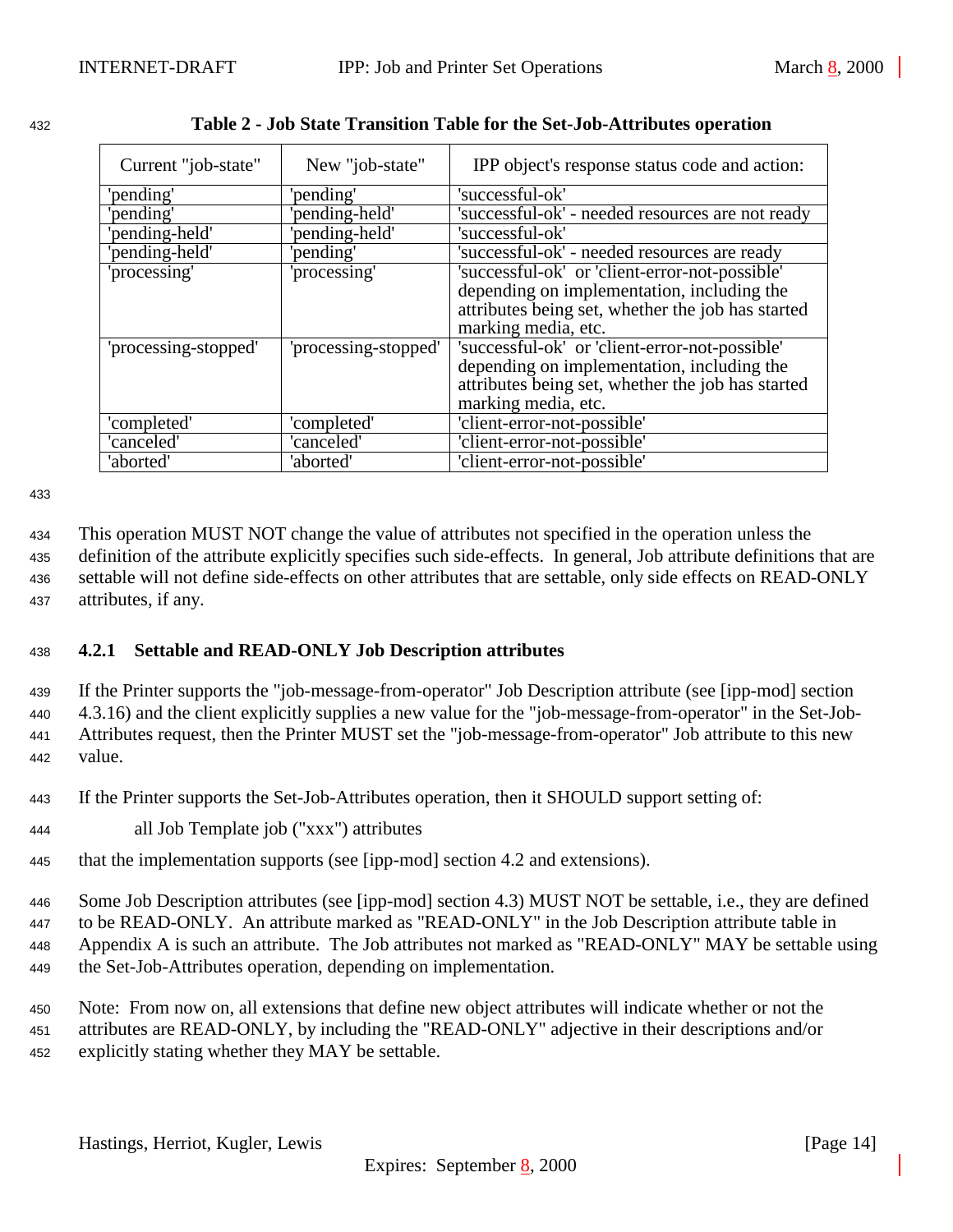**Table 2 - Job State Transition Table for the Set-Job-Attributes operation**

| Current "job-state" | New "job-state" | IPP object's response status code and action: |
| --- | --- | --- |
| 'pending' | 'pending' | 'successful-ok' |
| 'pending' | 'pending-held' | 'successful-ok' - needed resources are not ready |
| 'pending-held' | 'pending-held' | 'successful-ok' |
| 'pending-held' | 'pending' | 'successful-ok' - needed resources are ready |
| 'processing' | 'processing' | 'successful-ok' or 'client-error-not-possible' depending on implementation, including the attributes being set, whether the job has started marking media, etc. |
| 'processing-stopped' | 'processing-stopped' | 'successful-ok' or 'client-error-not-possible' depending on implementation, including the attributes being set, whether the job has started marking media, etc. |
| 'completed' | 'completed' | 'client-error-not-possible' |
| 'canceled' | 'canceled' | 'client-error-not-possible' |
| 'aborted' | 'aborted' | 'client-error-not-possible' |

This operation MUST NOT change the value of attributes not specified in the operation unless the definition of the attribute explicitly specifies such side-effects. In general, Job attribute definitions that are settable will not define side-effects on other attributes that are settable, only side effects on READ-ONLY attributes, if any.

### 4.2.1 Settable and READ-ONLY Job Description attributes

If the Printer supports the "job-message-from-operator" Job Description attribute (see [ipp-mod] section 4.3.16) and the client explicitly supplies a new value for the "job-message-from-operator" in the Set-Job-Attributes request, then the Printer MUST set the "job-message-from-operator" Job attribute to this new value.

If the Printer supports the Set-Job-Attributes operation, then it SHOULD support setting of:

all Job Template job ("xxx") attributes

that the implementation supports (see [ipp-mod] section 4.2 and extensions).

Some Job Description attributes (see [ipp-mod] section 4.3) MUST NOT be settable, i.e., they are defined to be READ-ONLY. An attribute marked as "READ-ONLY" in the Job Description attribute table in Appendix A is such an attribute. The Job attributes not marked as "READ-ONLY" MAY be settable using the Set-Job-Attributes operation, depending on implementation.

Note: From now on, all extensions that define new object attributes will indicate whether or not the attributes are READ-ONLY, by including the "READ-ONLY" adjective in their descriptions and/or explicitly stating whether they MAY be settable.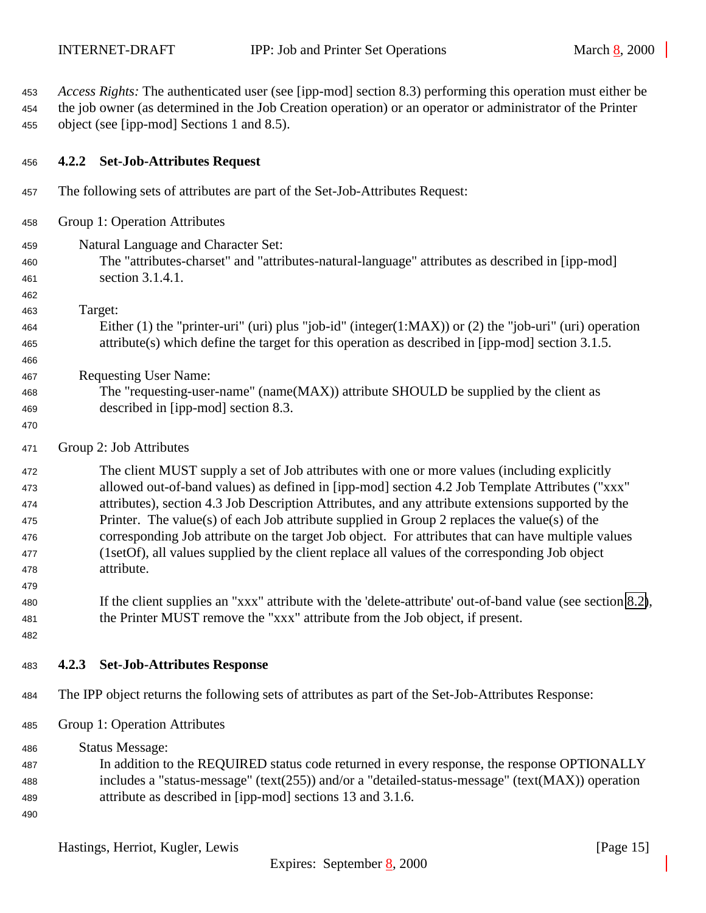*Access Rights:* The authenticated user (see [ipp-mod] section 8.3) performing this operation must either be the job owner (as determined in the Job Creation operation) or an operator or administrator of the Printer object (see [ipp-mod] Sections 1 and 8.5).

### 4.2.2 Set-Job-Attributes Request

The following sets of attributes are part of the Set-Job-Attributes Request:

Group 1: Operation Attributes

Natural Language and Character Set:
The "attributes-charset" and "attributes-natural-language" attributes as described in [ipp-mod] section 3.1.4.1.

Target:
Either (1) the "printer-uri" (uri) plus "job-id" (integer(1:MAX)) or (2) the "job-uri" (uri) operation attribute(s) which define the target for this operation as described in [ipp-mod] section 3.1.5.

Requesting User Name:
The "requesting-user-name" (name(MAX)) attribute SHOULD be supplied by the client as described in [ipp-mod] section 8.3.

Group 2: Job Attributes

The client MUST supply a set of Job attributes with one or more values (including explicitly allowed out-of-band values) as defined in [ipp-mod] section 4.2 Job Template Attributes ("xxx" attributes), section 4.3 Job Description Attributes, and any attribute extensions supported by the Printer. The value(s) of each Job attribute supplied in Group 2 replaces the value(s) of the corresponding Job attribute on the target Job object. For attributes that can have multiple values (1setOf), all values supplied by the client replace all values of the corresponding Job object attribute.

If the client supplies an "xxx" attribute with the 'delete-attribute' out-of-band value (see section 8.2), the Printer MUST remove the "xxx" attribute from the Job object, if present.

### 4.2.3 Set-Job-Attributes Response

The IPP object returns the following sets of attributes as part of the Set-Job-Attributes Response:

Group 1: Operation Attributes

Status Message:
In addition to the REQUIRED status code returned in every response, the response OPTIONALLY includes a "status-message" (text(255)) and/or a "detailed-status-message" (text(MAX)) operation attribute as described in [ipp-mod] sections 13 and 3.1.6.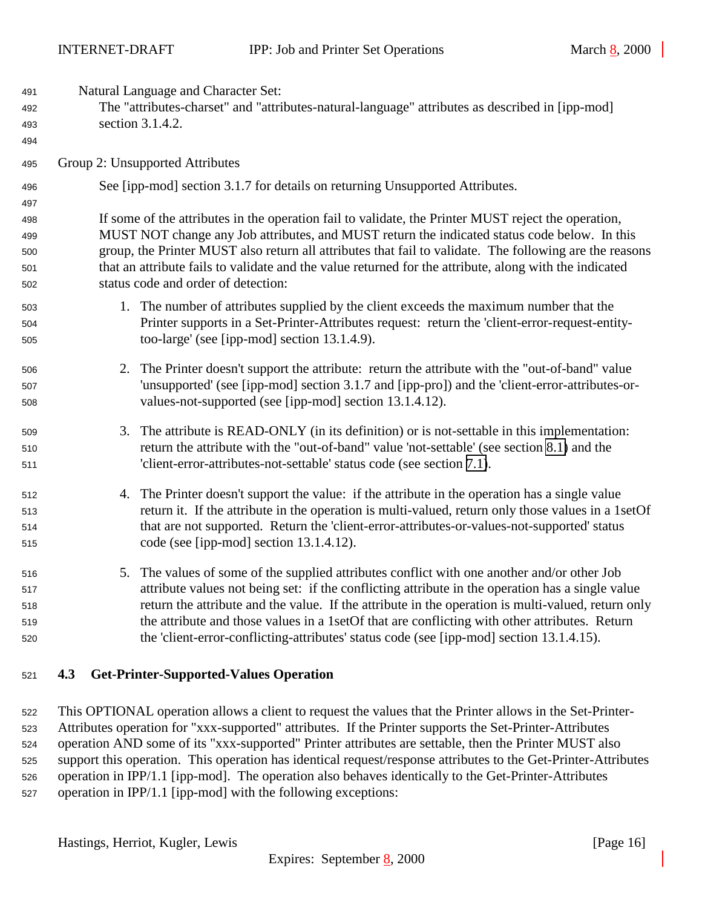Natural Language and Character Set:
The "attributes-charset" and "attributes-natural-language" attributes as described in [ipp-mod] section 3.1.4.2.

Group 2: Unsupported Attributes

See [ipp-mod] section 3.1.7 for details on returning Unsupported Attributes.

If some of the attributes in the operation fail to validate, the Printer MUST reject the operation, MUST NOT change any Job attributes, and MUST return the indicated status code below. In this group, the Printer MUST also return all attributes that fail to validate. The following are the reasons that an attribute fails to validate and the value returned for the attribute, along with the indicated status code and order of detection:

1. The number of attributes supplied by the client exceeds the maximum number that the Printer supports in a Set-Printer-Attributes request: return the 'client-error-request-entity-too-large' (see [ipp-mod] section 13.1.4.9).

2. The Printer doesn't support the attribute: return the attribute with the "out-of-band" value 'unsupported' (see [ipp-mod] section 3.1.7 and [ipp-pro]) and the 'client-error-attributes-or-values-not-supported (see [ipp-mod] section 13.1.4.12).

3. The attribute is READ-ONLY (in its definition) or is not-settable in this implementation: return the attribute with the "out-of-band" value 'not-settable' (see section 8.1) and the 'client-error-attributes-not-settable' status code (see section 7.1).

4. The Printer doesn't support the value: if the attribute in the operation has a single value return it. If the attribute in the operation is multi-valued, return only those values in a 1setOf that are not supported. Return the 'client-error-attributes-or-values-not-supported' status code (see [ipp-mod] section 13.1.4.12).

5. The values of some of the supplied attributes conflict with one another and/or other Job attribute values not being set: if the conflicting attribute in the operation has a single value return the attribute and the value. If the attribute in the operation is multi-valued, return only the attribute and those values in a 1setOf that are conflicting with other attributes. Return the 'client-error-conflicting-attributes' status code (see [ipp-mod] section 13.1.4.15).

## 4.3 Get-Printer-Supported-Values Operation

This OPTIONAL operation allows a client to request the values that the Printer allows in the Set-Printer-Attributes operation for "xxx-supported" attributes. If the Printer supports the Set-Printer-Attributes operation AND some of its "xxx-supported" Printer attributes are settable, then the Printer MUST also support this operation. This operation has identical request/response attributes to the Get-Printer-Attributes operation in IPP/1.1 [ipp-mod]. The operation also behaves identically to the Get-Printer-Attributes operation in IPP/1.1 [ipp-mod] with the following exceptions: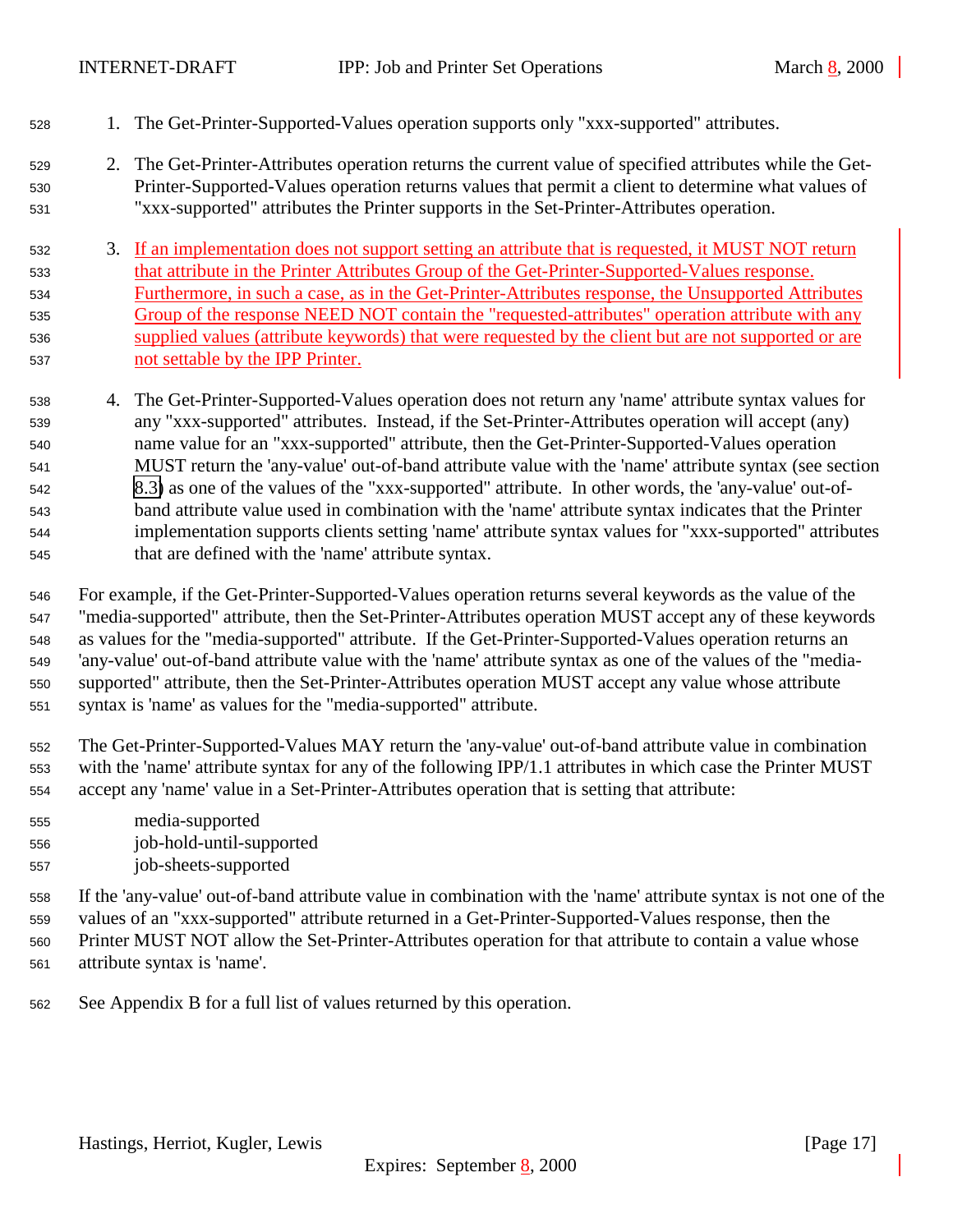1. The Get-Printer-Supported-Values operation supports only "xxx-supported" attributes.

2. The Get-Printer-Attributes operation returns the current value of specified attributes while the Get-Printer-Supported-Values operation returns values that permit a client to determine what values of "xxx-supported" attributes the Printer supports in the Set-Printer-Attributes operation.

3. If an implementation does not support setting an attribute that is requested, it MUST NOT return that attribute in the Printer Attributes Group of the Get-Printer-Supported-Values response. Furthermore, in such a case, as in the Get-Printer-Attributes response, the Unsupported Attributes Group of the response NEED NOT contain the "requested-attributes" operation attribute with any supplied values (attribute keywords) that were requested by the client but are not supported or are not settable by the IPP Printer.

4. The Get-Printer-Supported-Values operation does not return any 'name' attribute syntax values for any "xxx-supported" attributes. Instead, if the Set-Printer-Attributes operation will accept (any) name value for an "xxx-supported" attribute, then the Get-Printer-Supported-Values operation MUST return the 'any-value' out-of-band attribute value with the 'name' attribute syntax (see section 8.3) as one of the values of the "xxx-supported" attribute. In other words, the 'any-value' out-of-band attribute value used in combination with the 'name' attribute syntax indicates that the Printer implementation supports clients setting 'name' attribute syntax values for "xxx-supported" attributes that are defined with the 'name' attribute syntax.

For example, if the Get-Printer-Supported-Values operation returns several keywords as the value of the "media-supported" attribute, then the Set-Printer-Attributes operation MUST accept any of these keywords as values for the "media-supported" attribute. If the Get-Printer-Supported-Values operation returns an 'any-value' out-of-band attribute value with the 'name' attribute syntax as one of the values of the "media-supported" attribute, then the Set-Printer-Attributes operation MUST accept any value whose attribute syntax is 'name' as values for the "media-supported" attribute.

The Get-Printer-Supported-Values MAY return the 'any-value' out-of-band attribute value in combination with the 'name' attribute syntax for any of the following IPP/1.1 attributes in which case the Printer MUST accept any 'name' value in a Set-Printer-Attributes operation that is setting that attribute:

media-supported
job-hold-until-supported
job-sheets-supported

If the 'any-value' out-of-band attribute value in combination with the 'name' attribute syntax is not one of the values of an "xxx-supported" attribute returned in a Get-Printer-Supported-Values response, then the Printer MUST NOT allow the Set-Printer-Attributes operation for that attribute to contain a value whose attribute syntax is 'name'.

See Appendix B for a full list of values returned by this operation.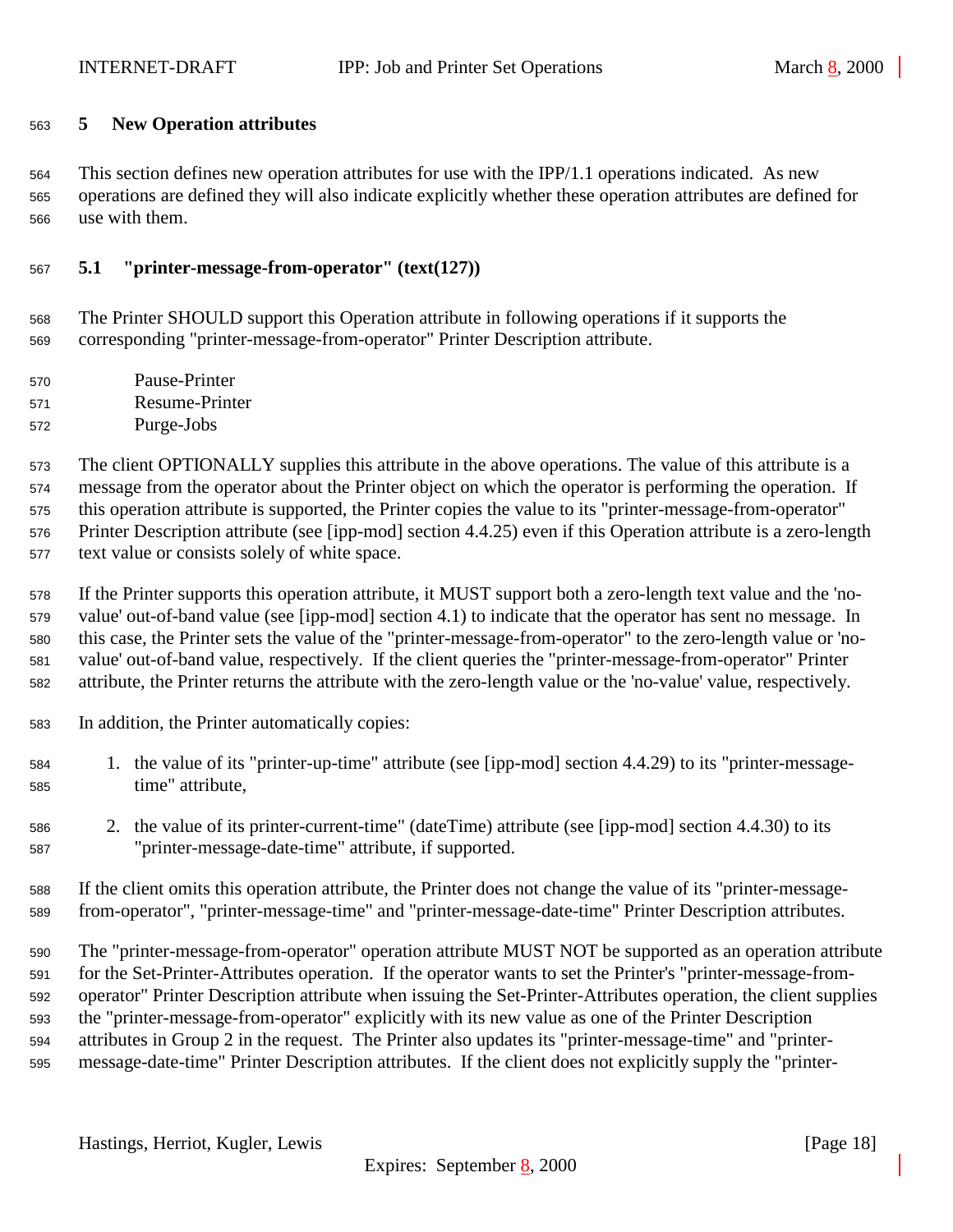# 5 New Operation attributes

This section defines new operation attributes for use with the IPP/1.1 operations indicated. As new operations are defined they will also indicate explicitly whether these operation attributes are defined for use with them.

## 5.1 "printer-message-from-operator" (text(127))

The Printer SHOULD support this Operation attribute in following operations if it supports the corresponding "printer-message-from-operator" Printer Description attribute.

    Pause-Printer
    Resume-Printer
    Purge-Jobs

The client OPTIONALLY supplies this attribute in the above operations. The value of this attribute is a message from the operator about the Printer object on which the operator is performing the operation. If this operation attribute is supported, the Printer copies the value to its "printer-message-from-operator" Printer Description attribute (see [ipp-mod] section 4.4.25) even if this Operation attribute is a zero-length text value or consists solely of white space.

If the Printer supports this operation attribute, it MUST support both a zero-length text value and the 'no-value' out-of-band value (see [ipp-mod] section 4.1) to indicate that the operator has sent no message. In this case, the Printer sets the value of the "printer-message-from-operator" to the zero-length value or 'no-value' out-of-band value, respectively. If the client queries the "printer-message-from-operator" Printer attribute, the Printer returns the attribute with the zero-length value or the 'no-value' value, respectively.

In addition, the Printer automatically copies:

1. the value of its "printer-up-time" attribute (see [ipp-mod] section 4.4.29) to its "printer-message-time" attribute,
2. the value of its printer-current-time" (dateTime) attribute (see [ipp-mod] section 4.4.30) to its "printer-message-date-time" attribute, if supported.

If the client omits this operation attribute, the Printer does not change the value of its "printer-message-from-operator", "printer-message-time" and "printer-message-date-time" Printer Description attributes.

The "printer-message-from-operator" operation attribute MUST NOT be supported as an operation attribute for the Set-Printer-Attributes operation. If the operator wants to set the Printer's "printer-message-from-operator" Printer Description attribute when issuing the Set-Printer-Attributes operation, the client supplies the "printer-message-from-operator" explicitly with its new value as one of the Printer Description attributes in Group 2 in the request. The Printer also updates its "printer-message-time" and "printer-message-date-time" Printer Description attributes. If the client does not explicitly supply the "printer-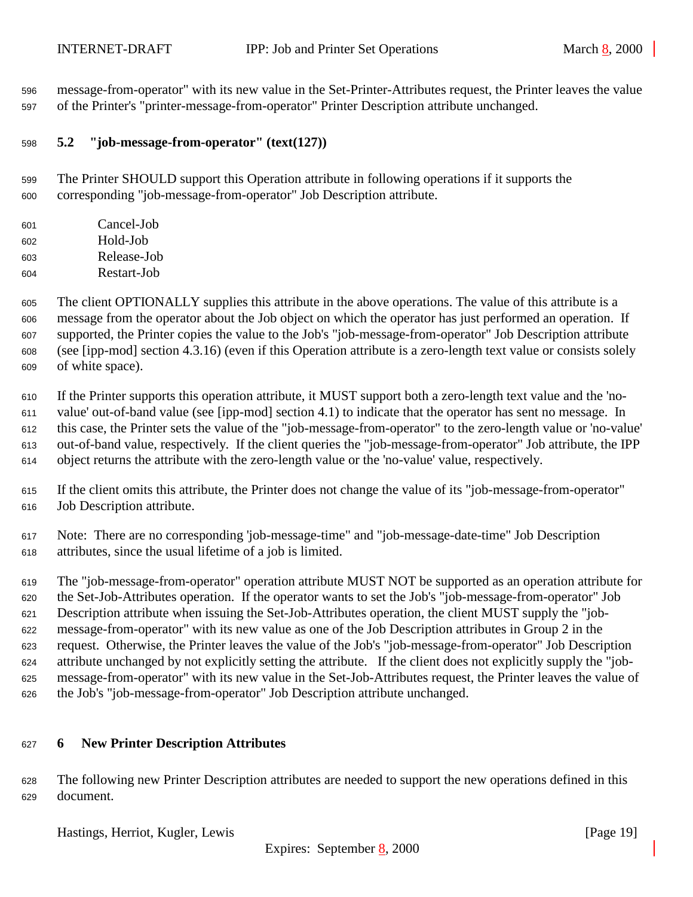message-from-operator" with its new value in the Set-Printer-Attributes request, the Printer leaves the value of the Printer's "printer-message-from-operator" Printer Description attribute unchanged.

### 5.2 "job-message-from-operator" (text(127))

The Printer SHOULD support this Operation attribute in following operations if it supports the corresponding "job-message-from-operator" Job Description attribute.

- Cancel-Job
- Hold-Job
- Release-Job
- Restart-Job

The client OPTIONALLY supplies this attribute in the above operations. The value of this attribute is a message from the operator about the Job object on which the operator has just performed an operation. If supported, the Printer copies the value to the Job's "job-message-from-operator" Job Description attribute (see [ipp-mod] section 4.3.16) (even if this Operation attribute is a zero-length text value or consists solely of white space).

If the Printer supports this operation attribute, it MUST support both a zero-length text value and the 'no-value' out-of-band value (see [ipp-mod] section 4.1) to indicate that the operator has sent no message. In this case, the Printer sets the value of the "job-message-from-operator" to the zero-length value or 'no-value' out-of-band value, respectively. If the client queries the "job-message-from-operator" Job attribute, the IPP object returns the attribute with the zero-length value or the 'no-value' value, respectively.

If the client omits this attribute, the Printer does not change the value of its "job-message-from-operator" Job Description attribute.

Note: There are no corresponding 'job-message-time" and "job-message-date-time" Job Description attributes, since the usual lifetime of a job is limited.

The "job-message-from-operator" operation attribute MUST NOT be supported as an operation attribute for the Set-Job-Attributes operation. If the operator wants to set the Job's "job-message-from-operator" Job Description attribute when issuing the Set-Job-Attributes operation, the client MUST supply the "job-message-from-operator" with its new value as one of the Job Description attributes in Group 2 in the request. Otherwise, the Printer leaves the value of the Job's "job-message-from-operator" Job Description attribute unchanged by not explicitly setting the attribute. If the client does not explicitly supply the "job-message-from-operator" with its new value in the Set-Job-Attributes request, the Printer leaves the value of the Job's "job-message-from-operator" Job Description attribute unchanged.

## 6 New Printer Description Attributes

The following new Printer Description attributes are needed to support the new operations defined in this document.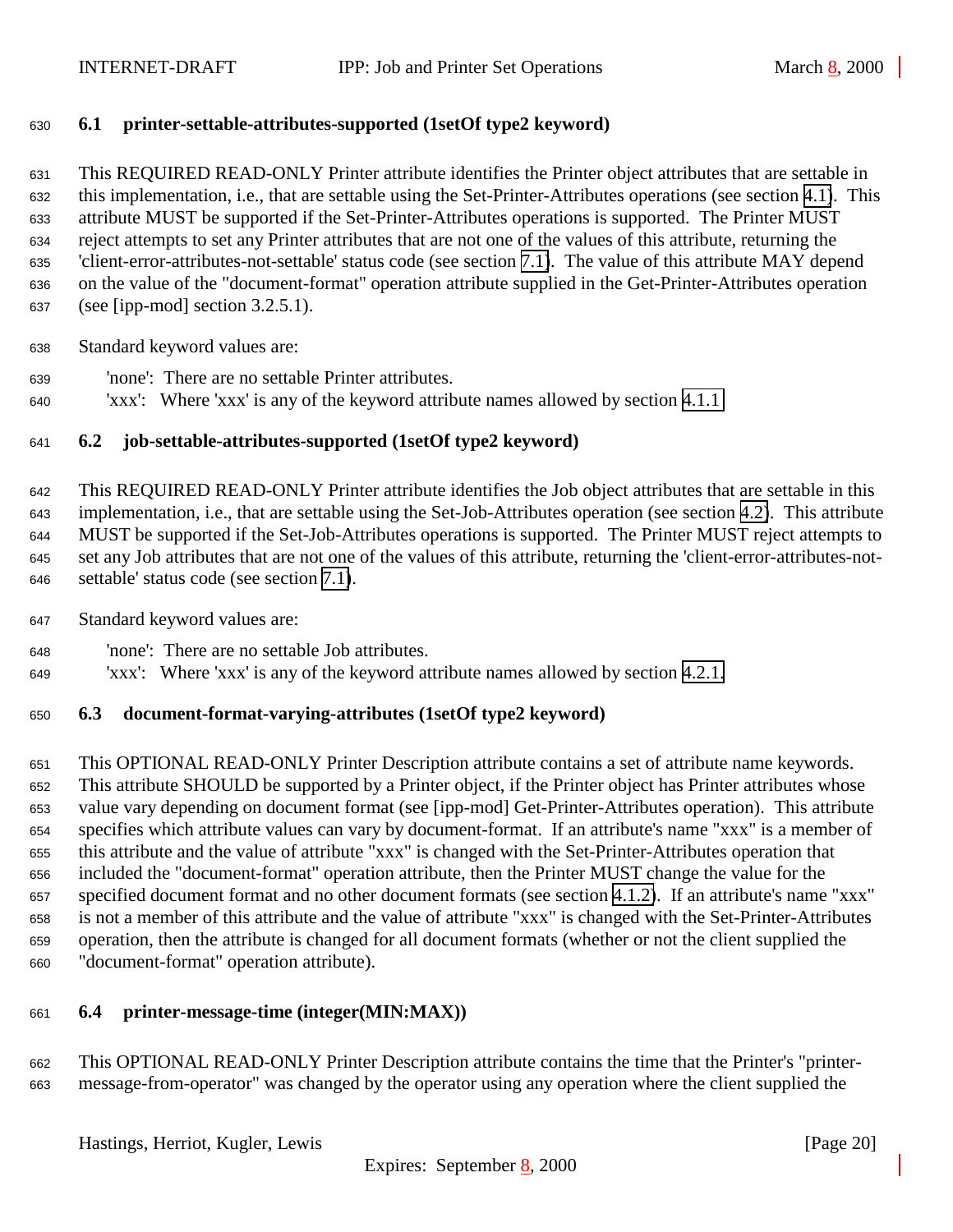### 6.1 printer-settable-attributes-supported (1setOf type2 keyword)

This REQUIRED READ-ONLY Printer attribute identifies the Printer object attributes that are settable in this implementation, i.e., that are settable using the Set-Printer-Attributes operations (see section 4.1). This attribute MUST be supported if the Set-Printer-Attributes operations is supported. The Printer MUST reject attempts to set any Printer attributes that are not one of the values of this attribute, returning the 'client-error-attributes-not-settable' status code (see section 7.1). The value of this attribute MAY depend on the value of the "document-format" operation attribute supplied in the Get-Printer-Attributes operation (see [ipp-mod] section 3.2.5.1).

Standard keyword values are:

'none': There are no settable Printer attributes.
'xxx': Where 'xxx' is any of the keyword attribute names allowed by section 4.1.1

### 6.2 job-settable-attributes-supported (1setOf type2 keyword)

This REQUIRED READ-ONLY Printer attribute identifies the Job object attributes that are settable in this implementation, i.e., that are settable using the Set-Job-Attributes operation (see section 4.2). This attribute MUST be supported if the Set-Job-Attributes operations is supported. The Printer MUST reject attempts to set any Job attributes that are not one of the values of this attribute, returning the 'client-error-attributes-not-settable' status code (see section 7.1).

Standard keyword values are:

'none': There are no settable Job attributes.
'xxx': Where 'xxx' is any of the keyword attribute names allowed by section 4.2.1.

### 6.3 document-format-varying-attributes (1setOf type2 keyword)

This OPTIONAL READ-ONLY Printer Description attribute contains a set of attribute name keywords. This attribute SHOULD be supported by a Printer object, if the Printer object has Printer attributes whose value vary depending on document format (see [ipp-mod] Get-Printer-Attributes operation). This attribute specifies which attribute values can vary by document-format. If an attribute's name "xxx" is a member of this attribute and the value of attribute "xxx" is changed with the Set-Printer-Attributes operation that included the "document-format" operation attribute, then the Printer MUST change the value for the specified document format and no other document formats (see section 4.1.2). If an attribute's name "xxx" is not a member of this attribute and the value of attribute "xxx" is changed with the Set-Printer-Attributes operation, then the attribute is changed for all document formats (whether or not the client supplied the "document-format" operation attribute).

### 6.4 printer-message-time (integer(MIN:MAX))

This OPTIONAL READ-ONLY Printer Description attribute contains the time that the Printer's "printer-message-from-operator" was changed by the operator using any operation where the client supplied the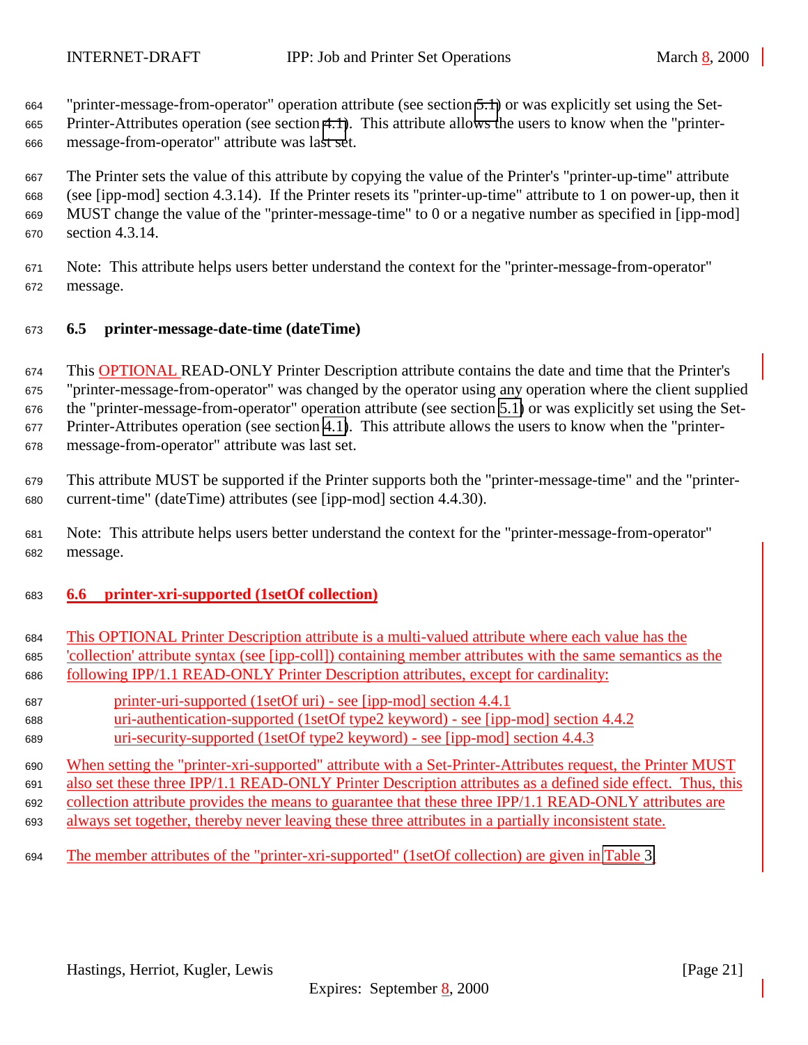"printer-message-from-operator" operation attribute (see section 5.1) or was explicitly set using the Set-Printer-Attributes operation (see section 4.1). This attribute allows the users to know when the "printer-message-from-operator" attribute was last set.

The Printer sets the value of this attribute by copying the value of the Printer's "printer-up-time" attribute (see [ipp-mod] section 4.3.14). If the Printer resets its "printer-up-time" attribute to 1 on power-up, then it MUST change the value of the "printer-message-time" to 0 or a negative number as specified in [ipp-mod] section 4.3.14.

Note: This attribute helps users better understand the context for the "printer-message-from-operator" message.

### 6.5 printer-message-date-time (dateTime)

This OPTIONAL READ-ONLY Printer Description attribute contains the date and time that the Printer's "printer-message-from-operator" was changed by the operator using any operation where the client supplied the "printer-message-from-operator" operation attribute (see section 5.1) or was explicitly set using the Set-Printer-Attributes operation (see section 4.1). This attribute allows the users to know when the "printer-message-from-operator" attribute was last set.

This attribute MUST be supported if the Printer supports both the "printer-message-time" and the "printer-current-time" (dateTime) attributes (see [ipp-mod] section 4.4.30).

Note: This attribute helps users better understand the context for the "printer-message-from-operator" message.

### 6.6 printer-xri-supported (1setOf collection)

This OPTIONAL Printer Description attribute is a multi-valued attribute where each value has the 'collection' attribute syntax (see [ipp-coll]) containing member attributes with the same semantics as the following IPP/1.1 READ-ONLY Printer Description attributes, except for cardinality:

printer-uri-supported (1setOf uri) - see [ipp-mod] section 4.4.1
uri-authentication-supported (1setOf type2 keyword) - see [ipp-mod] section 4.4.2
uri-security-supported (1setOf type2 keyword) - see [ipp-mod] section 4.4.3

When setting the "printer-xri-supported" attribute with a Set-Printer-Attributes request, the Printer MUST also set these three IPP/1.1 READ-ONLY Printer Description attributes as a defined side effect. Thus, this collection attribute provides the means to guarantee that these three IPP/1.1 READ-ONLY attributes are always set together, thereby never leaving these three attributes in a partially inconsistent state.

The member attributes of the "printer-xri-supported" (1setOf collection) are given in Table 3.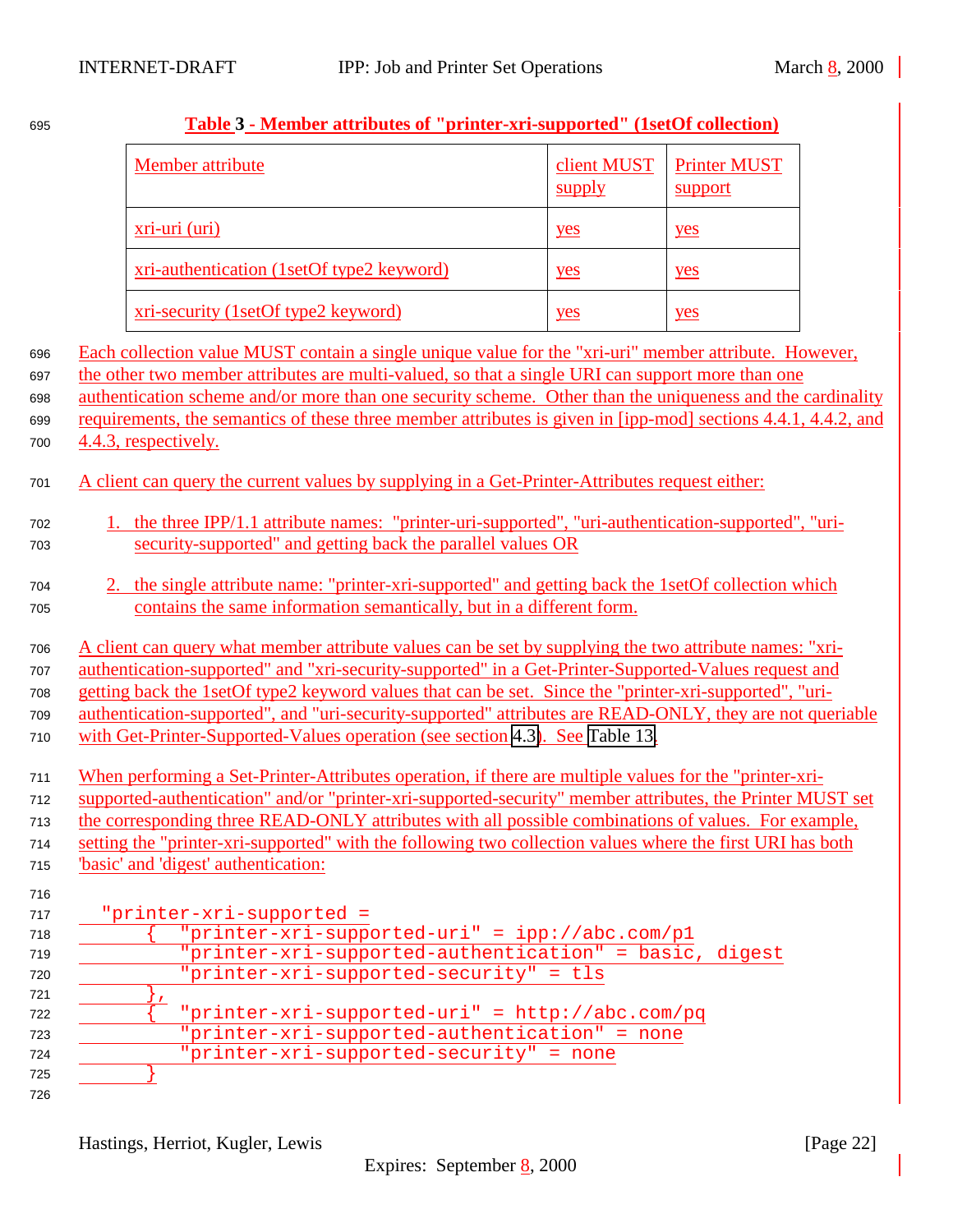**Table 3 - Member attributes of "printer-xri-supported" (1setOf collection)**

| Member attribute | client MUST supply | Printer MUST support |
|---|---|---|
| xri-uri (uri) | yes | yes |
| xri-authentication (1setOf type2 keyword) | yes | yes |
| xri-security (1setOf type2 keyword) | yes | yes |

Each collection value MUST contain a single unique value for the "xri-uri" member attribute. However, the other two member attributes are multi-valued, so that a single URI can support more than one authentication scheme and/or more than one security scheme. Other than the uniqueness and the cardinality requirements, the semantics of these three member attributes is given in [ipp-mod] sections 4.4.1, 4.4.2, and 4.4.3, respectively.

A client can query the current values by supplying in a Get-Printer-Attributes request either:

1. the three IPP/1.1 attribute names: "printer-uri-supported", "uri-authentication-supported", "uri-security-supported" and getting back the parallel values OR

2. the single attribute name: "printer-xri-supported" and getting back the 1setOf collection which contains the same information semantically, but in a different form.

A client can query what member attribute values can be set by supplying the two attribute names: "xri-authentication-supported" and "xri-security-supported" in a Get-Printer-Supported-Values request and getting back the 1setOf type2 keyword values that can be set. Since the "printer-xri-supported", "uri-authentication-supported", and "uri-security-supported" attributes are READ-ONLY, they are not queriable with Get-Printer-Supported-Values operation (see section 4.3). See Table 13.

When performing a Set-Printer-Attributes operation, if there are multiple values for the "printer-xri-supported-authentication" and/or "printer-xri-supported-security" member attributes, the Printer MUST set the corresponding three READ-ONLY attributes with all possible combinations of values. For example, setting the "printer-xri-supported" with the following two collection values where the first URI has both 'basic' and 'digest' authentication:

```
  "printer-xri-supported =
      {  "printer-xri-supported-uri" = ipp://abc.com/p1
         "printer-xri-supported-authentication" = basic, digest
         "printer-xri-supported-security" = tls
      },
      {  "printer-xri-supported-uri" = http://abc.com/pq
         "printer-xri-supported-authentication" = none
         "printer-xri-supported-security" = none
      }
```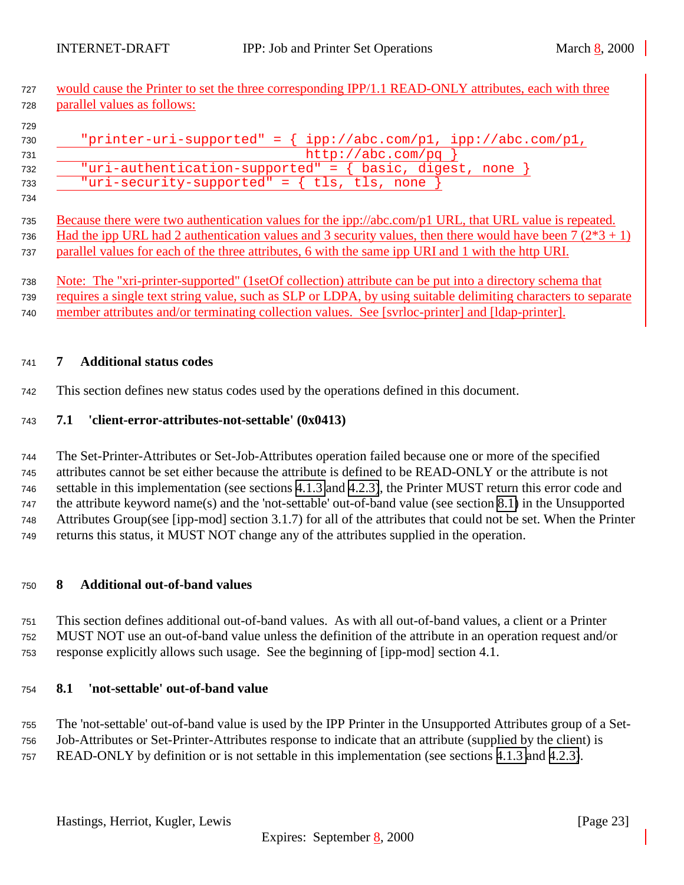would cause the Printer to set the three corresponding IPP/1.1 READ-ONLY attributes, each with three parallel values as follows:

```
   "printer-uri-supported" = { ipp://abc.com/p1, ipp://abc.com/p1,
                               http://abc.com/pq }
   "uri-authentication-supported" = { basic, digest, none }
   "uri-security-supported" = { tls, tls, none }
```

Because there were two authentication values for the ipp://abc.com/p1 URL, that URL value is repeated. Had the ipp URL had 2 authentication values and 3 security values, then there would have been 7 (2*3 + 1) parallel values for each of the three attributes, 6 with the same ipp URI and 1 with the http URI.

Note: The "xri-printer-supported" (1setOf collection) attribute can be put into a directory schema that requires a single text string value, such as SLP or LDPA, by using suitable delimiting characters to separate member attributes and/or terminating collection values. See [svrloc-printer] and [ldap-printer].

# 7 Additional status codes

This section defines new status codes used by the operations defined in this document.

## 7.1 'client-error-attributes-not-settable' (0x0413)

The Set-Printer-Attributes or Set-Job-Attributes operation failed because one or more of the specified attributes cannot be set either because the attribute is defined to be READ-ONLY or the attribute is not settable in this implementation (see sections 4.1.3 and 4.2.3), the Printer MUST return this error code and the attribute keyword name(s) and the 'not-settable' out-of-band value (see section 8.1) in the Unsupported Attributes Group(see [ipp-mod] section 3.1.7) for all of the attributes that could not be set. When the Printer returns this status, it MUST NOT change any of the attributes supplied in the operation.

# 8 Additional out-of-band values

This section defines additional out-of-band values. As with all out-of-band values, a client or a Printer MUST NOT use an out-of-band value unless the definition of the attribute in an operation request and/or response explicitly allows such usage. See the beginning of [ipp-mod] section 4.1.

## 8.1 'not-settable' out-of-band value

The 'not-settable' out-of-band value is used by the IPP Printer in the Unsupported Attributes group of a Set-Job-Attributes or Set-Printer-Attributes response to indicate that an attribute (supplied by the client) is READ-ONLY by definition or is not settable in this implementation (see sections 4.1.3 and 4.2.3).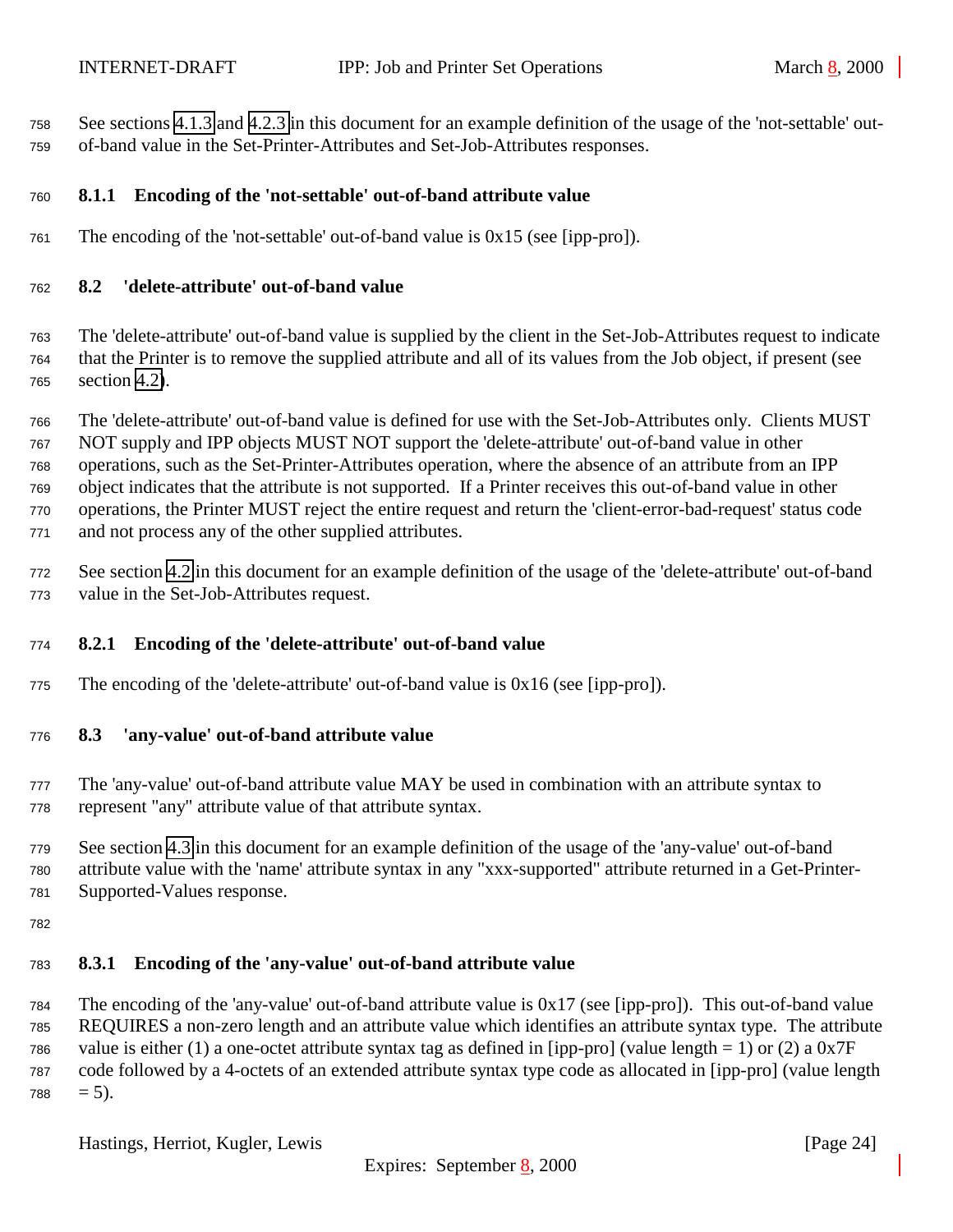See sections 4.1.3 and 4.2.3 in this document for an example definition of the usage of the 'not-settable' out-of-band value in the Set-Printer-Attributes and Set-Job-Attributes responses.

### 8.1.1 Encoding of the 'not-settable' out-of-band attribute value

The encoding of the 'not-settable' out-of-band value is 0x15 (see [ipp-pro]).

## 8.2 'delete-attribute' out-of-band value

The 'delete-attribute' out-of-band value is supplied by the client in the Set-Job-Attributes request to indicate that the Printer is to remove the supplied attribute and all of its values from the Job object, if present (see section 4.2).

The 'delete-attribute' out-of-band value is defined for use with the Set-Job-Attributes only. Clients MUST NOT supply and IPP objects MUST NOT support the 'delete-attribute' out-of-band value in other operations, such as the Set-Printer-Attributes operation, where the absence of an attribute from an IPP object indicates that the attribute is not supported. If a Printer receives this out-of-band value in other operations, the Printer MUST reject the entire request and return the 'client-error-bad-request' status code and not process any of the other supplied attributes.

See section 4.2 in this document for an example definition of the usage of the 'delete-attribute' out-of-band value in the Set-Job-Attributes request.

### 8.2.1 Encoding of the 'delete-attribute' out-of-band value

The encoding of the 'delete-attribute' out-of-band value is 0x16 (see [ipp-pro]).

## 8.3 'any-value' out-of-band attribute value

The 'any-value' out-of-band attribute value MAY be used in combination with an attribute syntax to represent "any" attribute value of that attribute syntax.

See section 4.3 in this document for an example definition of the usage of the 'any-value' out-of-band attribute value with the 'name' attribute syntax in any "xxx-supported" attribute returned in a Get-Printer-Supported-Values response.

### 8.3.1 Encoding of the 'any-value' out-of-band attribute value

The encoding of the 'any-value' out-of-band attribute value is 0x17 (see [ipp-pro]). This out-of-band value REQUIRES a non-zero length and an attribute value which identifies an attribute syntax type. The attribute value is either (1) a one-octet attribute syntax tag as defined in [ipp-pro] (value length = 1) or (2) a 0x7F code followed by a 4-octets of an extended attribute syntax type code as allocated in [ipp-pro] (value length = 5).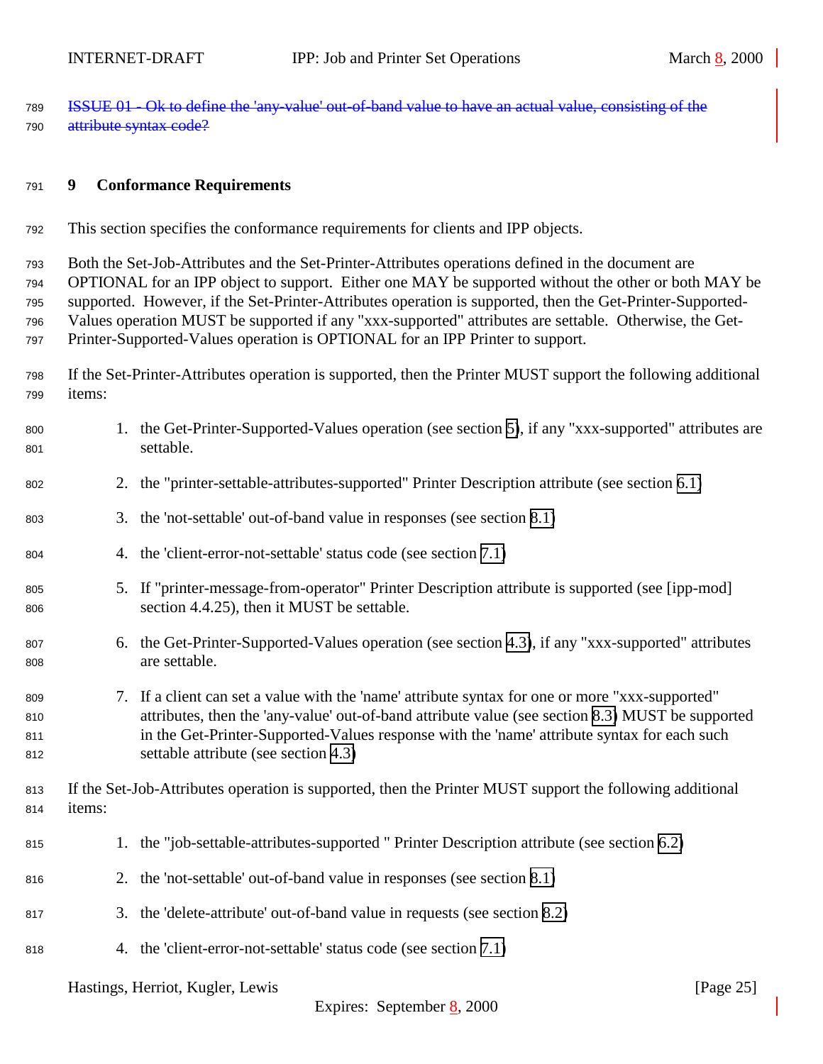~~ISSUE 01 - Ok to define the 'any-value' out-of-band value to have an actual value, consisting of the attribute syntax code?~~

## 9 Conformance Requirements

This section specifies the conformance requirements for clients and IPP objects.

Both the Set-Job-Attributes and the Set-Printer-Attributes operations defined in the document are OPTIONAL for an IPP object to support. Either one MAY be supported without the other or both MAY be supported. However, if the Set-Printer-Attributes operation is supported, then the Get-Printer-Supported-Values operation MUST be supported if any "xxx-supported" attributes are settable. Otherwise, the Get-Printer-Supported-Values operation is OPTIONAL for an IPP Printer to support.

If the Set-Printer-Attributes operation is supported, then the Printer MUST support the following additional items:

1. the Get-Printer-Supported-Values operation (see section 5), if any "xxx-supported" attributes are settable.
2. the "printer-settable-attributes-supported" Printer Description attribute (see section 6.1)
3. the 'not-settable' out-of-band value in responses (see section 8.1)
4. the 'client-error-not-settable' status code (see section 7.1)
5. If "printer-message-from-operator" Printer Description attribute is supported (see [ipp-mod] section 4.4.25), then it MUST be settable.
6. the Get-Printer-Supported-Values operation (see section 4.3), if any "xxx-supported" attributes are settable.
7. If a client can set a value with the 'name' attribute syntax for one or more "xxx-supported" attributes, then the 'any-value' out-of-band attribute value (see section 8.3) MUST be supported in the Get-Printer-Supported-Values response with the 'name' attribute syntax for each such settable attribute (see section 4.3)

If the Set-Job-Attributes operation is supported, then the Printer MUST support the following additional items:

1. the "job-settable-attributes-supported " Printer Description attribute (see section 6.2)
2. the 'not-settable' out-of-band value in responses (see section 8.1)
3. the 'delete-attribute' out-of-band value in requests (see section 8.2)
4. the 'client-error-not-settable' status code (see section 7.1)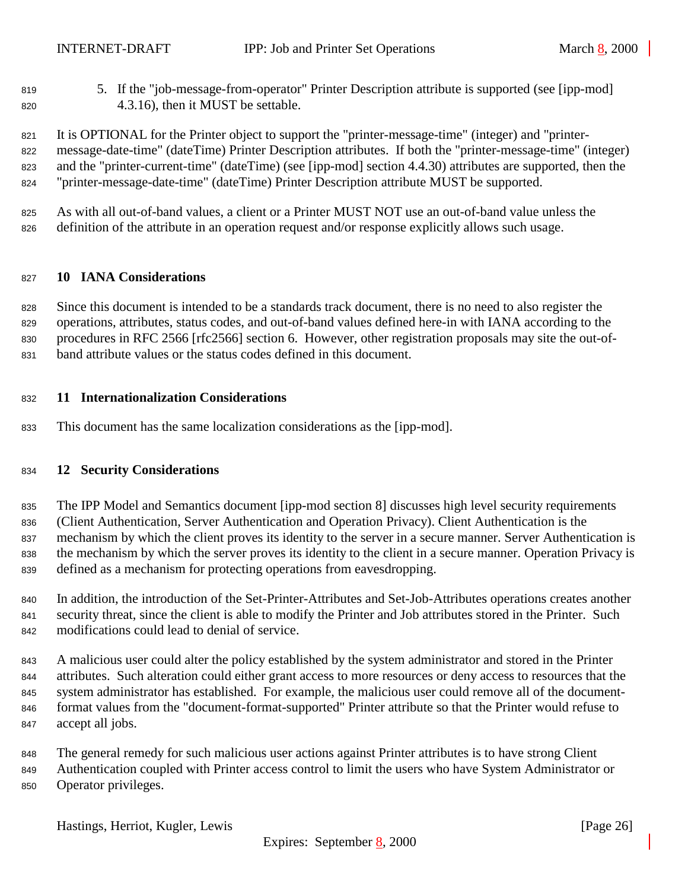5. If the "job-message-from-operator" Printer Description attribute is supported (see [ipp-mod] 4.3.16), then it MUST be settable.

It is OPTIONAL for the Printer object to support the "printer-message-time" (integer) and "printer-message-date-time" (dateTime) Printer Description attributes. If both the "printer-message-time" (integer) and the "printer-current-time" (dateTime) (see [ipp-mod] section 4.4.30) attributes are supported, then the "printer-message-date-time" (dateTime) Printer Description attribute MUST be supported.

As with all out-of-band values, a client or a Printer MUST NOT use an out-of-band value unless the definition of the attribute in an operation request and/or response explicitly allows such usage.

## 10 IANA Considerations

Since this document is intended to be a standards track document, there is no need to also register the operations, attributes, status codes, and out-of-band values defined here-in with IANA according to the procedures in RFC 2566 [rfc2566] section 6. However, other registration proposals may site the out-of-band attribute values or the status codes defined in this document.

## 11 Internationalization Considerations

This document has the same localization considerations as the [ipp-mod].

## 12 Security Considerations

The IPP Model and Semantics document [ipp-mod section 8] discusses high level security requirements (Client Authentication, Server Authentication and Operation Privacy). Client Authentication is the mechanism by which the client proves its identity to the server in a secure manner. Server Authentication is the mechanism by which the server proves its identity to the client in a secure manner. Operation Privacy is defined as a mechanism for protecting operations from eavesdropping.

In addition, the introduction of the Set-Printer-Attributes and Set-Job-Attributes operations creates another security threat, since the client is able to modify the Printer and Job attributes stored in the Printer. Such modifications could lead to denial of service.

A malicious user could alter the policy established by the system administrator and stored in the Printer attributes. Such alteration could either grant access to more resources or deny access to resources that the system administrator has established. For example, the malicious user could remove all of the document-format values from the "document-format-supported" Printer attribute so that the Printer would refuse to accept all jobs.

The general remedy for such malicious user actions against Printer attributes is to have strong Client Authentication coupled with Printer access control to limit the users who have System Administrator or Operator privileges.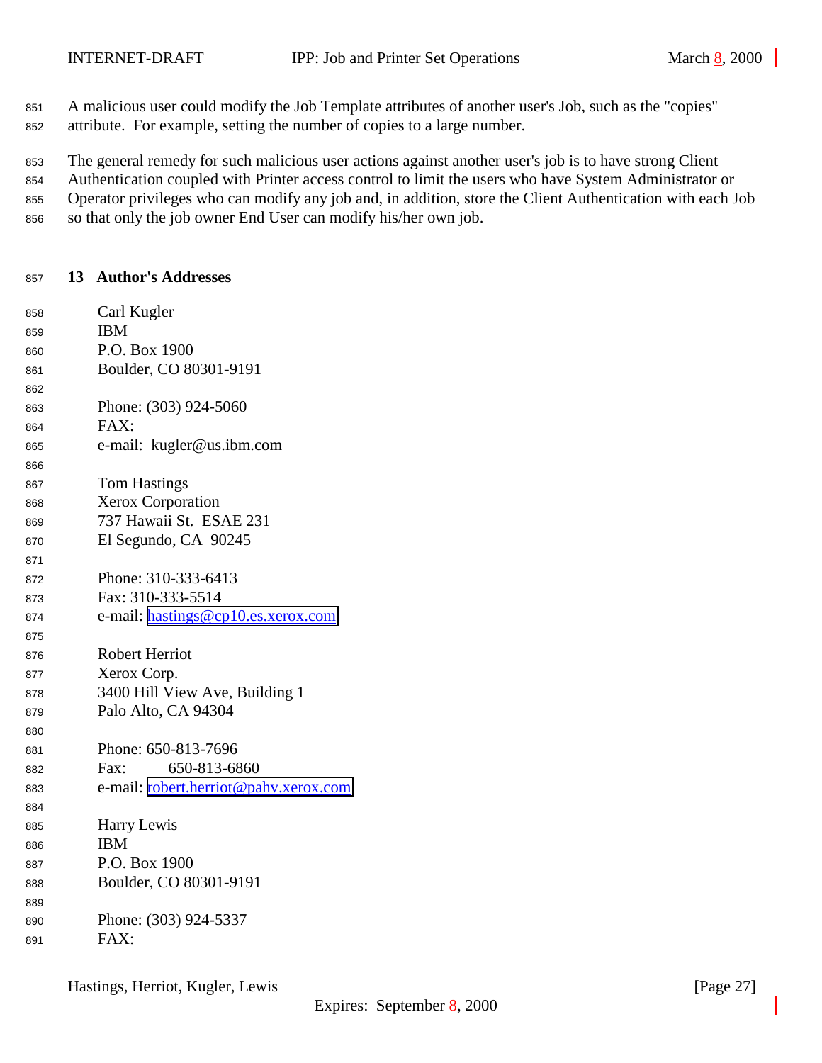A malicious user could modify the Job Template attributes of another user's Job, such as the "copies" attribute. For example, setting the number of copies to a large number.

The general remedy for such malicious user actions against another user's job is to have strong Client Authentication coupled with Printer access control to limit the users who have System Administrator or Operator privileges who can modify any job and, in addition, store the Client Authentication with each Job so that only the job owner End User can modify his/her own job.

## 13 Author's Addresses

Carl Kugler
IBM
P.O. Box 1900
Boulder, CO 80301-9191

Phone: (303) 924-5060
FAX:
e-mail: kugler@us.ibm.com

Tom Hastings
Xerox Corporation
737 Hawaii St. ESAE 231
El Segundo, CA 90245

Phone: 310-333-6413
Fax: 310-333-5514
e-mail: hastings@cp10.es.xerox.com

Robert Herriot
Xerox Corp.
3400 Hill View Ave, Building 1
Palo Alto, CA 94304

Phone: 650-813-7696
Fax: 650-813-6860
e-mail: robert.herriot@pahv.xerox.com

Harry Lewis
IBM
P.O. Box 1900
Boulder, CO 80301-9191

Phone: (303) 924-5337
FAX: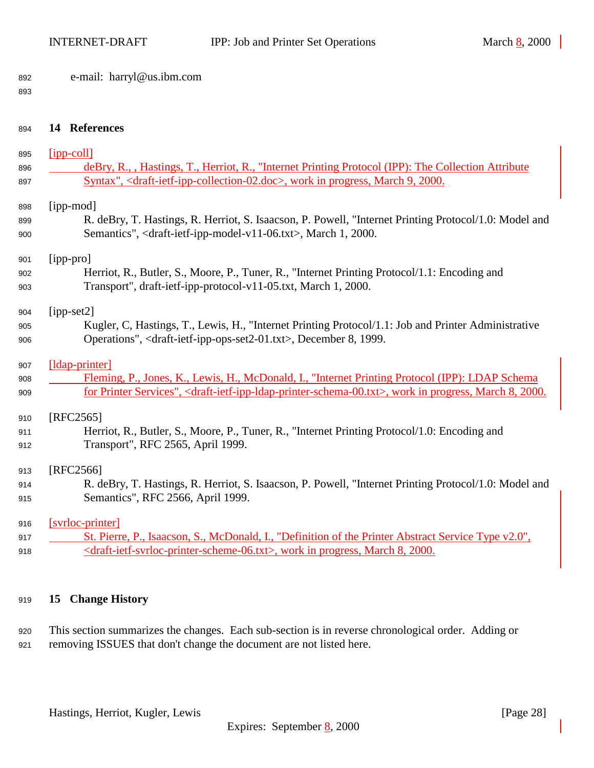e-mail: harryl@us.ibm.com

## 14 References

[ipp-coll]
deBry, R., , Hastings, T., Herriot, R., "Internet Printing Protocol (IPP): The Collection Attribute Syntax", <draft-ietf-ipp-collection-02.doc>, work in progress, March 9, 2000.

[ipp-mod]
R. deBry, T. Hastings, R. Herriot, S. Isaacson, P. Powell, "Internet Printing Protocol/1.0: Model and Semantics", <draft-ietf-ipp-model-v11-06.txt>, March 1, 2000.

[ipp-pro]
Herriot, R., Butler, S., Moore, P., Tuner, R., "Internet Printing Protocol/1.1: Encoding and Transport", draft-ietf-ipp-protocol-v11-05.txt, March 1, 2000.

[ipp-set2]
Kugler, C, Hastings, T., Lewis, H., "Internet Printing Protocol/1.1: Job and Printer Administrative Operations", <draft-ietf-ipp-ops-set2-01.txt>, December 8, 1999.

[ldap-printer]
Fleming, P., Jones, K., Lewis, H., McDonald, I., "Internet Printing Protocol (IPP): LDAP Schema for Printer Services", <draft-ietf-ipp-ldap-printer-schema-00.txt>, work in progress, March 8, 2000.

[RFC2565]
Herriot, R., Butler, S., Moore, P., Tuner, R., "Internet Printing Protocol/1.0: Encoding and Transport", RFC 2565, April 1999.

[RFC2566]
R. deBry, T. Hastings, R. Herriot, S. Isaacson, P. Powell, "Internet Printing Protocol/1.0: Model and Semantics", RFC 2566, April 1999.

[svrloc-printer]
St. Pierre, P., Isaacson, S., McDonald, I., "Definition of the Printer Abstract Service Type v2.0", <draft-ietf-svrloc-printer-scheme-06.txt>, work in progress, March 8, 2000.

## 15 Change History

This section summarizes the changes. Each sub-section is in reverse chronological order. Adding or removing ISSUES that don't change the document are not listed here.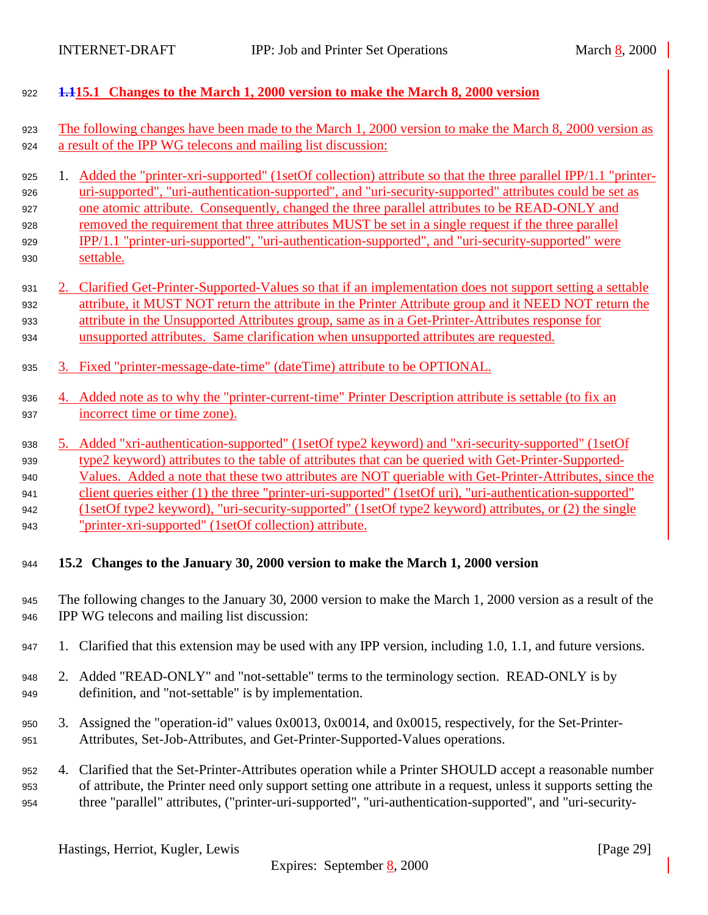## 15.1 Changes to the March 1, 2000 version to make the March 8, 2000 version

The following changes have been made to the March 1, 2000 version to make the March 8, 2000 version as a result of the IPP WG telecons and mailing list discussion:

1. Added the "printer-xri-supported" (1setOf collection) attribute so that the three parallel IPP/1.1 "printer-uri-supported", "uri-authentication-supported", and "uri-security-supported" attributes could be set as one atomic attribute. Consequently, changed the three parallel attributes to be READ-ONLY and removed the requirement that three attributes MUST be set in a single request if the three parallel IPP/1.1 "printer-uri-supported", "uri-authentication-supported", and "uri-security-supported" were settable.

2. Clarified Get-Printer-Supported-Values so that if an implementation does not support setting a settable attribute, it MUST NOT return the attribute in the Printer Attribute group and it NEED NOT return the attribute in the Unsupported Attributes group, same as in a Get-Printer-Attributes response for unsupported attributes. Same clarification when unsupported attributes are requested.

3. Fixed "printer-message-date-time" (dateTime) attribute to be OPTIONAL.

4. Added note as to why the "printer-current-time" Printer Description attribute is settable (to fix an incorrect time or time zone).

5. Added "xri-authentication-supported" (1setOf type2 keyword) and "xri-security-supported" (1setOf type2 keyword) attributes to the table of attributes that can be queried with Get-Printer-Supported-Values. Added a note that these two attributes are NOT queriable with Get-Printer-Attributes, since the client queries either (1) the three "printer-uri-supported" (1setOf uri), "uri-authentication-supported" (1setOf type2 keyword), "uri-security-supported" (1setOf type2 keyword) attributes, or (2) the single "printer-xri-supported" (1setOf collection) attribute.

## 15.2 Changes to the January 30, 2000 version to make the March 1, 2000 version

The following changes to the January 30, 2000 version to make the March 1, 2000 version as a result of the IPP WG telecons and mailing list discussion:

1. Clarified that this extension may be used with any IPP version, including 1.0, 1.1, and future versions.

2. Added "READ-ONLY" and "not-settable" terms to the terminology section. READ-ONLY is by definition, and "not-settable" is by implementation.

3. Assigned the "operation-id" values 0x0013, 0x0014, and 0x0015, respectively, for the Set-Printer-Attributes, Set-Job-Attributes, and Get-Printer-Supported-Values operations.

4. Clarified that the Set-Printer-Attributes operation while a Printer SHOULD accept a reasonable number of attribute, the Printer need only support setting one attribute in a request, unless it supports setting the three "parallel" attributes, ("printer-uri-supported", "uri-authentication-supported", and "uri-security-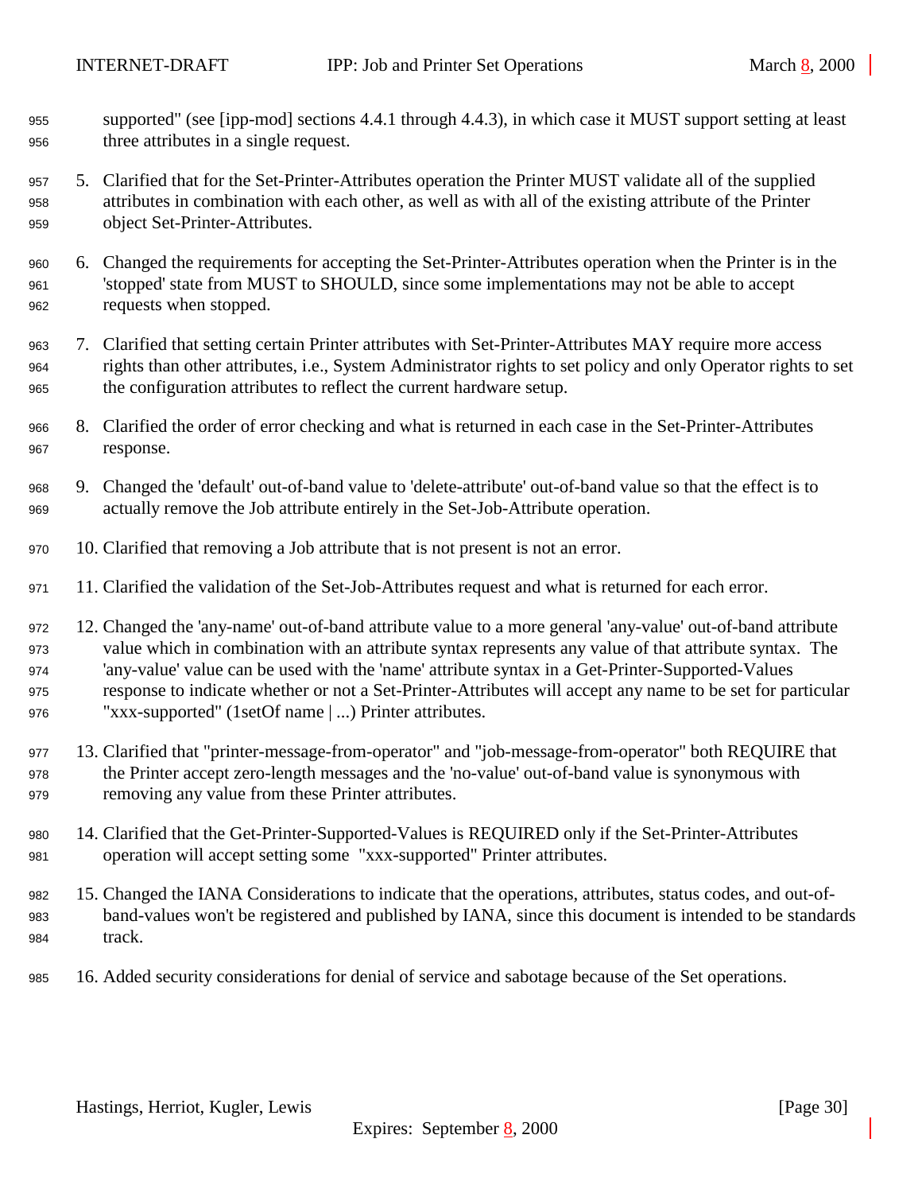supported" (see [ipp-mod] sections 4.4.1 through 4.4.3), in which case it MUST support setting at least three attributes in a single request.

5. Clarified that for the Set-Printer-Attributes operation the Printer MUST validate all of the supplied attributes in combination with each other, as well as with all of the existing attribute of the Printer object Set-Printer-Attributes.

6. Changed the requirements for accepting the Set-Printer-Attributes operation when the Printer is in the 'stopped' state from MUST to SHOULD, since some implementations may not be able to accept requests when stopped.

7. Clarified that setting certain Printer attributes with Set-Printer-Attributes MAY require more access rights than other attributes, i.e., System Administrator rights to set policy and only Operator rights to set the configuration attributes to reflect the current hardware setup.

8. Clarified the order of error checking and what is returned in each case in the Set-Printer-Attributes response.

9. Changed the 'default' out-of-band value to 'delete-attribute' out-of-band value so that the effect is to actually remove the Job attribute entirely in the Set-Job-Attribute operation.

10. Clarified that removing a Job attribute that is not present is not an error.

11. Clarified the validation of the Set-Job-Attributes request and what is returned for each error.

12. Changed the 'any-name' out-of-band attribute value to a more general 'any-value' out-of-band attribute value which in combination with an attribute syntax represents any value of that attribute syntax. The 'any-value' value can be used with the 'name' attribute syntax in a Get-Printer-Supported-Values response to indicate whether or not a Set-Printer-Attributes will accept any name to be set for particular "xxx-supported" (1setOf name | ...) Printer attributes.

13. Clarified that "printer-message-from-operator" and "job-message-from-operator" both REQUIRE that the Printer accept zero-length messages and the 'no-value' out-of-band value is synonymous with removing any value from these Printer attributes.

14. Clarified that the Get-Printer-Supported-Values is REQUIRED only if the Set-Printer-Attributes operation will accept setting some "xxx-supported" Printer attributes.

15. Changed the IANA Considerations to indicate that the operations, attributes, status codes, and out-of-band-values won't be registered and published by IANA, since this document is intended to be standards track.

16. Added security considerations for denial of service and sabotage because of the Set operations.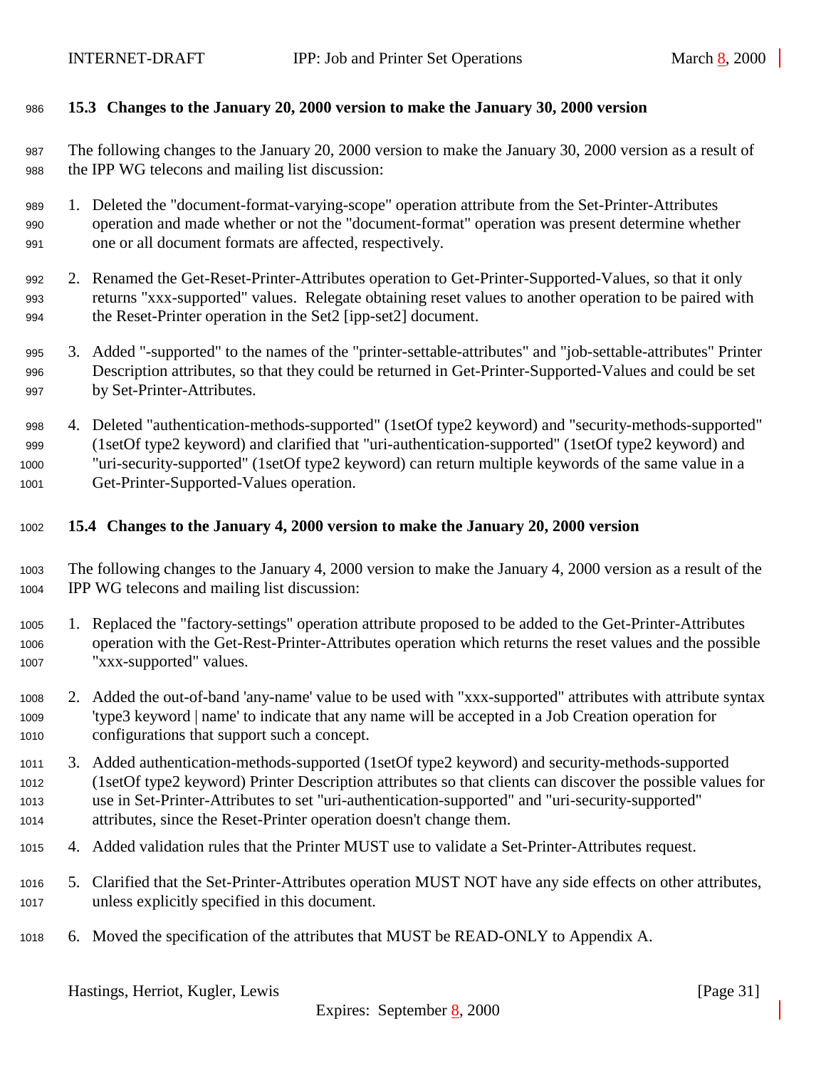### 15.3 Changes to the January 20, 2000 version to make the January 30, 2000 version

The following changes to the January 20, 2000 version to make the January 30, 2000 version as a result of the IPP WG telecons and mailing list discussion:

1. Deleted the "document-format-varying-scope" operation attribute from the Set-Printer-Attributes operation and made whether or not the "document-format" operation was present determine whether one or all document formats are affected, respectively.

2. Renamed the Get-Reset-Printer-Attributes operation to Get-Printer-Supported-Values, so that it only returns "xxx-supported" values. Relegate obtaining reset values to another operation to be paired with the Reset-Printer operation in the Set2 [ipp-set2] document.

3. Added "-supported" to the names of the "printer-settable-attributes" and "job-settable-attributes" Printer Description attributes, so that they could be returned in Get-Printer-Supported-Values and could be set by Set-Printer-Attributes.

4. Deleted "authentication-methods-supported" (1setOf type2 keyword) and "security-methods-supported" (1setOf type2 keyword) and clarified that "uri-authentication-supported" (1setOf type2 keyword) and "uri-security-supported" (1setOf type2 keyword) can return multiple keywords of the same value in a Get-Printer-Supported-Values operation.

### 15.4 Changes to the January 4, 2000 version to make the January 20, 2000 version

The following changes to the January 4, 2000 version to make the January 4, 2000 version as a result of the IPP WG telecons and mailing list discussion:

1. Replaced the "factory-settings" operation attribute proposed to be added to the Get-Printer-Attributes operation with the Get-Rest-Printer-Attributes operation which returns the reset values and the possible "xxx-supported" values.

2. Added the out-of-band 'any-name' value to be used with "xxx-supported" attributes with attribute syntax 'type3 keyword | name' to indicate that any name will be accepted in a Job Creation operation for configurations that support such a concept.

3. Added authentication-methods-supported (1setOf type2 keyword) and security-methods-supported (1setOf type2 keyword) Printer Description attributes so that clients can discover the possible values for use in Set-Printer-Attributes to set "uri-authentication-supported" and "uri-security-supported" attributes, since the Reset-Printer operation doesn't change them.

4. Added validation rules that the Printer MUST use to validate a Set-Printer-Attributes request.

5. Clarified that the Set-Printer-Attributes operation MUST NOT have any side effects on other attributes, unless explicitly specified in this document.

6. Moved the specification of the attributes that MUST be READ-ONLY to Appendix A.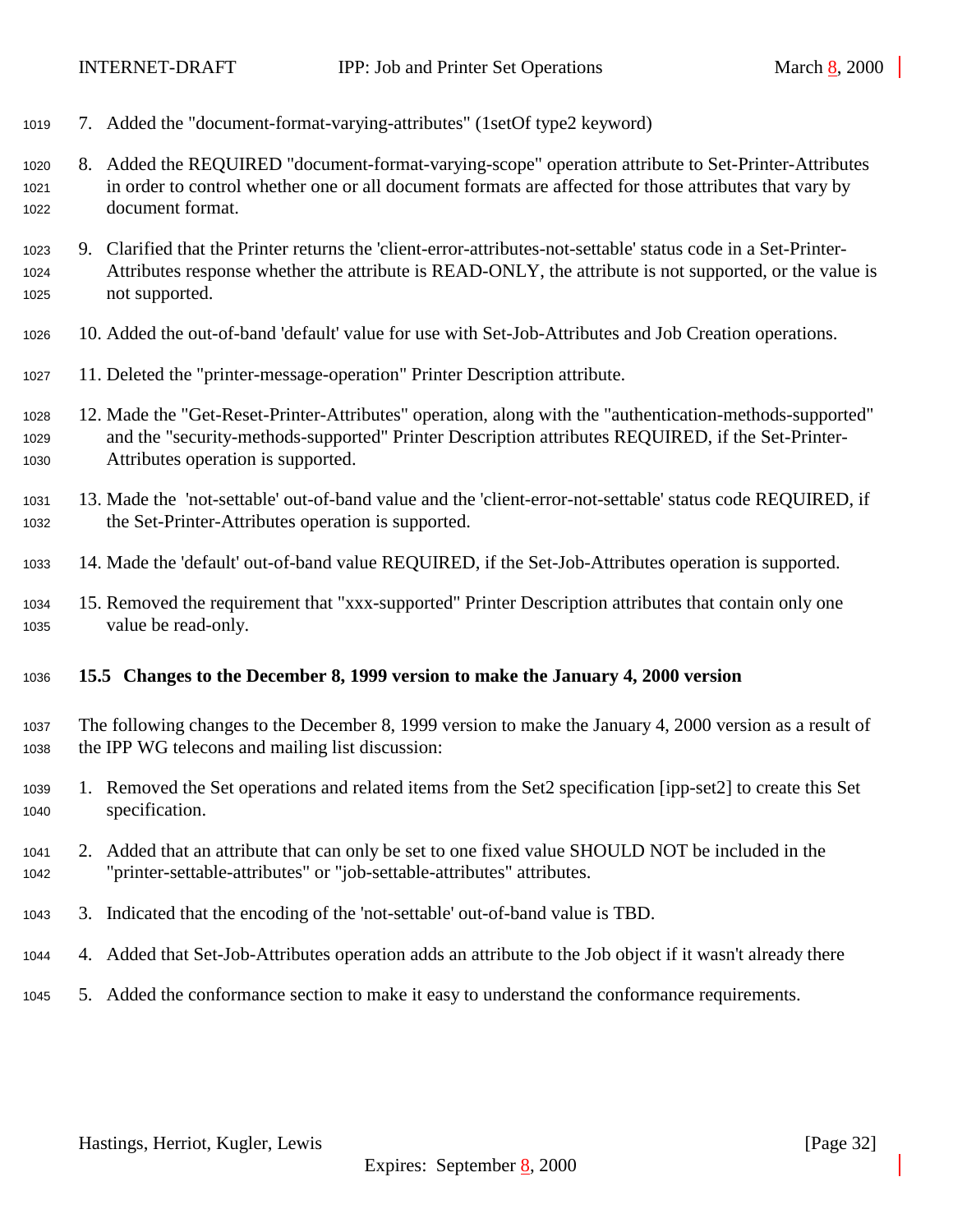7. Added the "document-format-varying-attributes" (1setOf type2 keyword)

8. Added the REQUIRED "document-format-varying-scope" operation attribute to Set-Printer-Attributes in order to control whether one or all document formats are affected for those attributes that vary by document format.

9. Clarified that the Printer returns the 'client-error-attributes-not-settable' status code in a Set-Printer-Attributes response whether the attribute is READ-ONLY, the attribute is not supported, or the value is not supported.

10. Added the out-of-band 'default' value for use with Set-Job-Attributes and Job Creation operations.

11. Deleted the "printer-message-operation" Printer Description attribute.

12. Made the "Get-Reset-Printer-Attributes" operation, along with the "authentication-methods-supported" and the "security-methods-supported" Printer Description attributes REQUIRED, if the Set-Printer-Attributes operation is supported.

13. Made the 'not-settable' out-of-band value and the 'client-error-not-settable' status code REQUIRED, if the Set-Printer-Attributes operation is supported.

14. Made the 'default' out-of-band value REQUIRED, if the Set-Job-Attributes operation is supported.

15. Removed the requirement that "xxx-supported" Printer Description attributes that contain only one value be read-only.

### 15.5 Changes to the December 8, 1999 version to make the January 4, 2000 version

The following changes to the December 8, 1999 version to make the January 4, 2000 version as a result of the IPP WG telecons and mailing list discussion:

1. Removed the Set operations and related items from the Set2 specification [ipp-set2] to create this Set specification.

2. Added that an attribute that can only be set to one fixed value SHOULD NOT be included in the "printer-settable-attributes" or "job-settable-attributes" attributes.

3. Indicated that the encoding of the 'not-settable' out-of-band value is TBD.

4. Added that Set-Job-Attributes operation adds an attribute to the Job object if it wasn't already there

5. Added the conformance section to make it easy to understand the conformance requirements.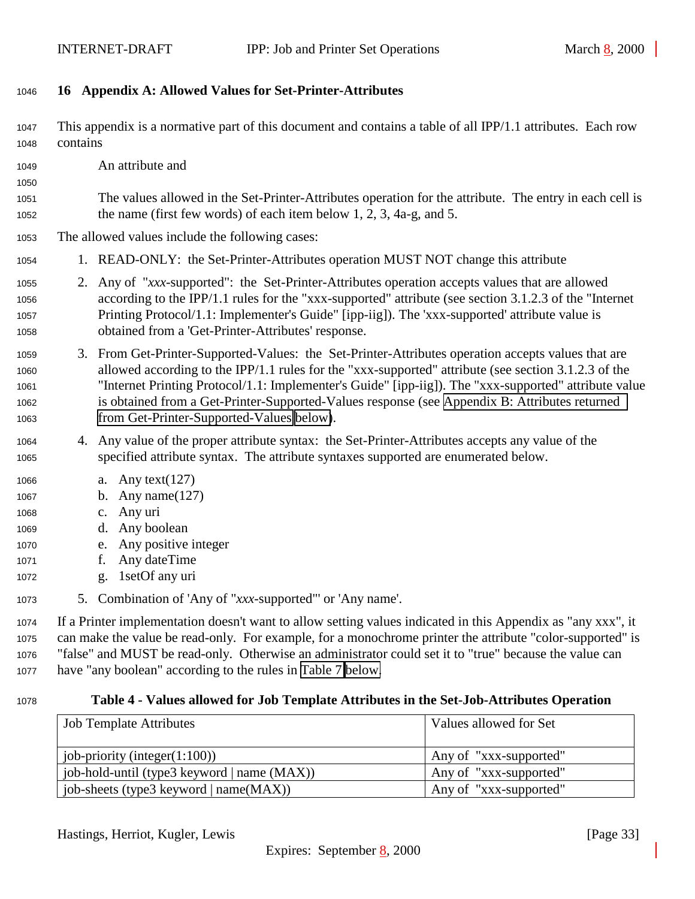## 16 Appendix A: Allowed Values for Set-Printer-Attributes

This appendix is a normative part of this document and contains a table of all IPP/1.1 attributes. Each row contains

An attribute and

The values allowed in the Set-Printer-Attributes operation for the attribute. The entry in each cell is the name (first few words) of each item below 1, 2, 3, 4a-g, and 5.

The allowed values include the following cases:

1. READ-ONLY: the Set-Printer-Attributes operation MUST NOT change this attribute
2. Any of "*xxx*-supported": the Set-Printer-Attributes operation accepts values that are allowed according to the IPP/1.1 rules for the "xxx-supported" attribute (see section 3.1.2.3 of the "Internet Printing Protocol/1.1: Implementer's Guide" [ipp-iig]). The 'xxx-supported' attribute value is obtained from a 'Get-Printer-Attributes' response.
3. From Get-Printer-Supported-Values: the Set-Printer-Attributes operation accepts values that are allowed according to the IPP/1.1 rules for the "xxx-supported" attribute (see section 3.1.2.3 of the "Internet Printing Protocol/1.1: Implementer's Guide" [ipp-iig]). The "xxx-supported" attribute value is obtained from a Get-Printer-Supported-Values response (see Appendix B: Attributes returned from Get-Printer-Supported-Values below).
4. Any value of the proper attribute syntax: the Set-Printer-Attributes accepts any value of the specified attribute syntax. The attribute syntaxes supported are enumerated below.
   a. Any text(127)
   b. Any name(127)
   c. Any uri
   d. Any boolean
   e. Any positive integer
   f. Any dateTime
   g. 1setOf any uri
5. Combination of 'Any of "*xxx*-supported"' or 'Any name'.

If a Printer implementation doesn't want to allow setting values indicated in this Appendix as "any xxx", it can make the value be read-only. For example, for a monochrome printer the attribute "color-supported" is "false" and MUST be read-only. Otherwise an administrator could set it to "true" because the value can have "any boolean" according to the rules in Table 7 below.

**Table 4 - Values allowed for Job Template Attributes in the Set-Job-Attributes Operation**

| Job Template Attributes | Values allowed for Set |
|---|---|
| job-priority (integer(1:100)) | Any of "xxx-supported" |
| job-hold-until (type3 keyword \| name (MAX)) | Any of "xxx-supported" |
| job-sheets (type3 keyword \| name(MAX)) | Any of "xxx-supported" |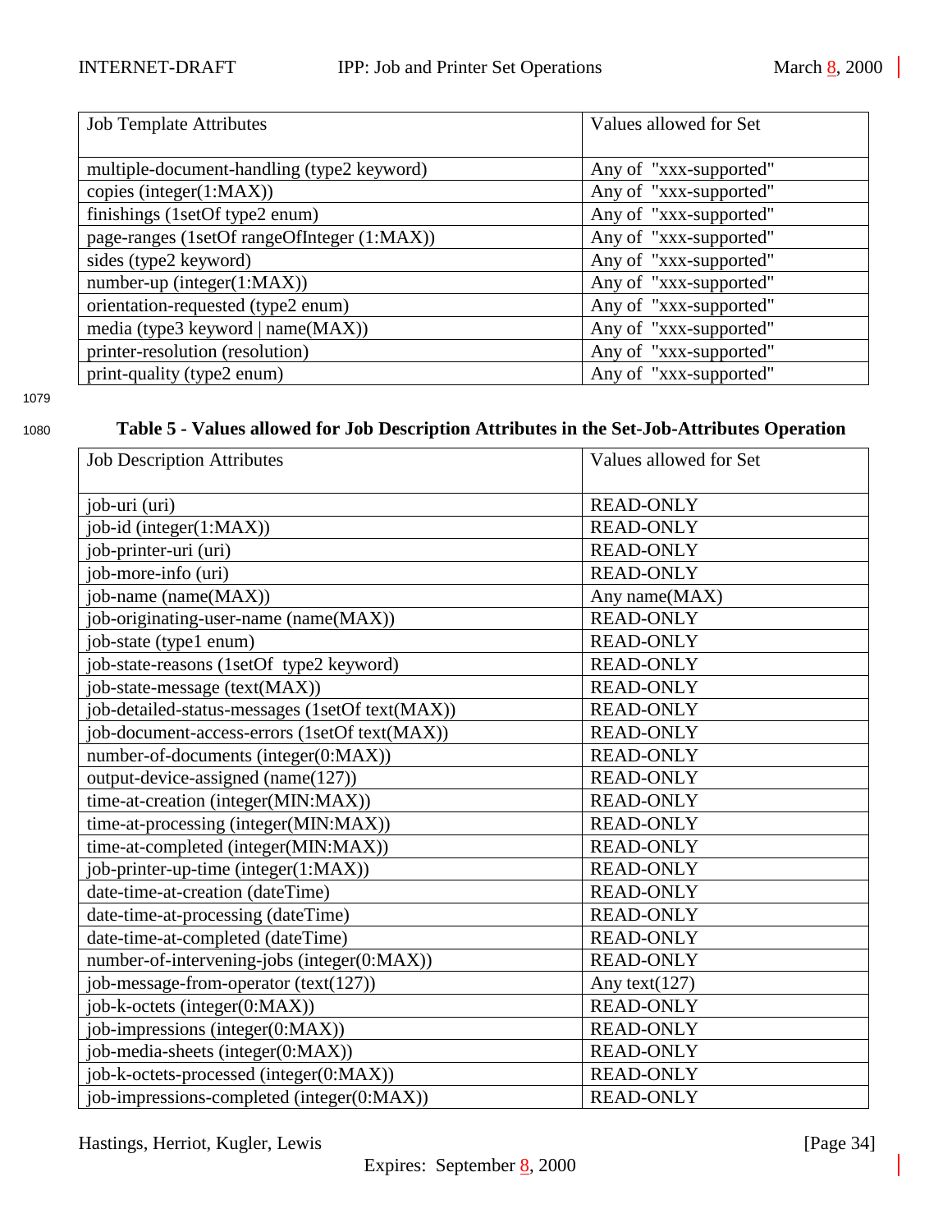| Job Template Attributes | Values allowed for Set |
|---|---|
| multiple-document-handling (type2 keyword) | Any of "xxx-supported" |
| copies (integer(1:MAX)) | Any of "xxx-supported" |
| finishings (1setOf type2 enum) | Any of "xxx-supported" |
| page-ranges (1setOf rangeOfInteger (1:MAX)) | Any of "xxx-supported" |
| sides (type2 keyword) | Any of "xxx-supported" |
| number-up (integer(1:MAX)) | Any of "xxx-supported" |
| orientation-requested (type2 enum) | Any of "xxx-supported" |
| media (type3 keyword \| name(MAX)) | Any of "xxx-supported" |
| printer-resolution (resolution) | Any of "xxx-supported" |
| print-quality (type2 enum) | Any of "xxx-supported" |

**Table 5 - Values allowed for Job Description Attributes in the Set-Job-Attributes Operation**

| Job Description Attributes | Values allowed for Set |
|---|---|
| job-uri (uri) | READ-ONLY |
| job-id (integer(1:MAX)) | READ-ONLY |
| job-printer-uri (uri) | READ-ONLY |
| job-more-info (uri) | READ-ONLY |
| job-name (name(MAX)) | Any name(MAX) |
| job-originating-user-name (name(MAX)) | READ-ONLY |
| job-state (type1 enum) | READ-ONLY |
| job-state-reasons (1setOf type2 keyword) | READ-ONLY |
| job-state-message (text(MAX)) | READ-ONLY |
| job-detailed-status-messages (1setOf text(MAX)) | READ-ONLY |
| job-document-access-errors (1setOf text(MAX)) | READ-ONLY |
| number-of-documents (integer(0:MAX)) | READ-ONLY |
| output-device-assigned (name(127)) | READ-ONLY |
| time-at-creation (integer(MIN:MAX)) | READ-ONLY |
| time-at-processing (integer(MIN:MAX)) | READ-ONLY |
| time-at-completed (integer(MIN:MAX)) | READ-ONLY |
| job-printer-up-time (integer(1:MAX)) | READ-ONLY |
| date-time-at-creation (dateTime) | READ-ONLY |
| date-time-at-processing (dateTime) | READ-ONLY |
| date-time-at-completed (dateTime) | READ-ONLY |
| number-of-intervening-jobs (integer(0:MAX)) | READ-ONLY |
| job-message-from-operator (text(127)) | Any text(127) |
| job-k-octets (integer(0:MAX)) | READ-ONLY |
| job-impressions (integer(0:MAX)) | READ-ONLY |
| job-media-sheets (integer(0:MAX)) | READ-ONLY |
| job-k-octets-processed (integer(0:MAX)) | READ-ONLY |
| job-impressions-completed (integer(0:MAX)) | READ-ONLY |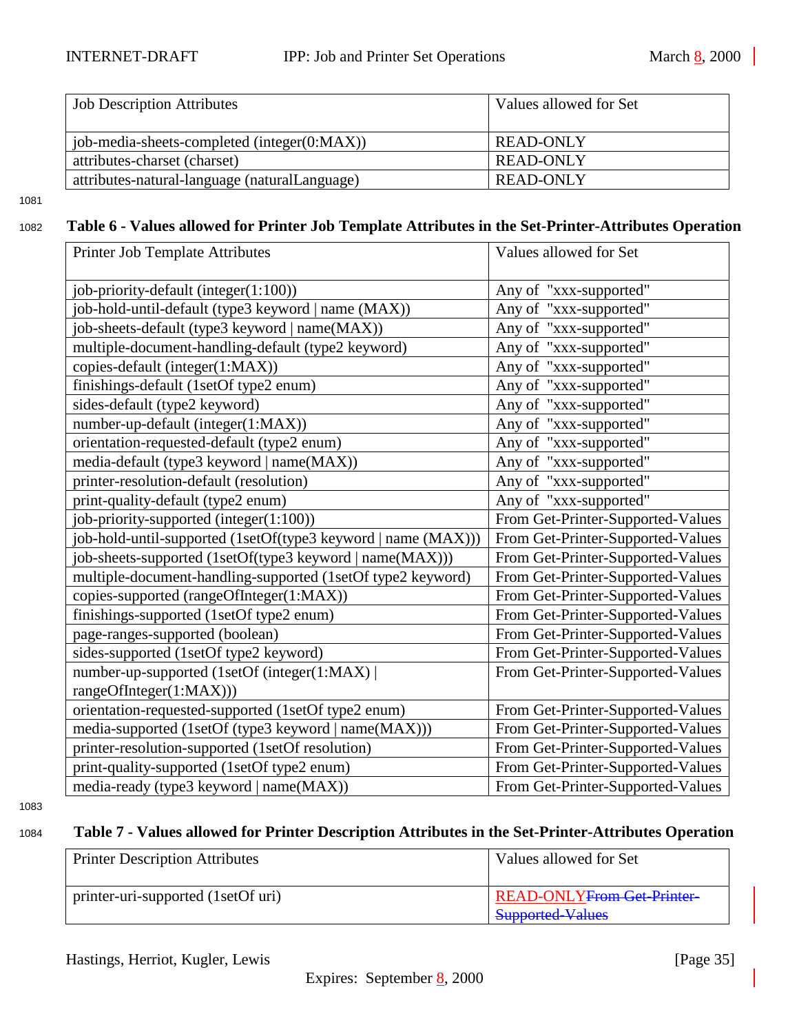| Job Description Attributes | Values allowed for Set |
|---|---|
| job-media-sheets-completed (integer(0:MAX)) | READ-ONLY |
| attributes-charset (charset) | READ-ONLY |
| attributes-natural-language (naturalLanguage) | READ-ONLY |

**Table 6 - Values allowed for Printer Job Template Attributes in the Set-Printer-Attributes Operation**

| Printer Job Template Attributes | Values allowed for Set |
|---|---|
| job-priority-default (integer(1:100)) | Any of "xxx-supported" |
| job-hold-until-default (type3 keyword \| name (MAX)) | Any of "xxx-supported" |
| job-sheets-default (type3 keyword \| name(MAX)) | Any of "xxx-supported" |
| multiple-document-handling-default (type2 keyword) | Any of "xxx-supported" |
| copies-default (integer(1:MAX)) | Any of "xxx-supported" |
| finishings-default (1setOf type2 enum) | Any of "xxx-supported" |
| sides-default (type2 keyword) | Any of "xxx-supported" |
| number-up-default (integer(1:MAX)) | Any of "xxx-supported" |
| orientation-requested-default (type2 enum) | Any of "xxx-supported" |
| media-default (type3 keyword \| name(MAX)) | Any of "xxx-supported" |
| printer-resolution-default (resolution) | Any of "xxx-supported" |
| print-quality-default (type2 enum) | Any of "xxx-supported" |
| job-priority-supported (integer(1:100)) | From Get-Printer-Supported-Values |
| job-hold-until-supported (1setOf(type3 keyword \| name (MAX))) | From Get-Printer-Supported-Values |
| job-sheets-supported (1setOf(type3 keyword \| name(MAX))) | From Get-Printer-Supported-Values |
| multiple-document-handling-supported (1setOf type2 keyword) | From Get-Printer-Supported-Values |
| copies-supported (rangeOfInteger(1:MAX)) | From Get-Printer-Supported-Values |
| finishings-supported (1setOf type2 enum) | From Get-Printer-Supported-Values |
| page-ranges-supported (boolean) | From Get-Printer-Supported-Values |
| sides-supported (1setOf type2 keyword) | From Get-Printer-Supported-Values |
| number-up-supported (1setOf (integer(1:MAX) \| rangeOfInteger(1:MAX))) | From Get-Printer-Supported-Values |
| orientation-requested-supported (1setOf type2 enum) | From Get-Printer-Supported-Values |
| media-supported (1setOf (type3 keyword \| name(MAX))) | From Get-Printer-Supported-Values |
| printer-resolution-supported (1setOf resolution) | From Get-Printer-Supported-Values |
| print-quality-supported (1setOf type2 enum) | From Get-Printer-Supported-Values |
| media-ready (type3 keyword \| name(MAX)) | From Get-Printer-Supported-Values |

**Table 7 - Values allowed for Printer Description Attributes in the Set-Printer-Attributes Operation**

| Printer Description Attributes | Values allowed for Set |
|---|---|
| printer-uri-supported (1setOf uri) | READ-ONLY~~From Get-Printer-Supported-Values~~ |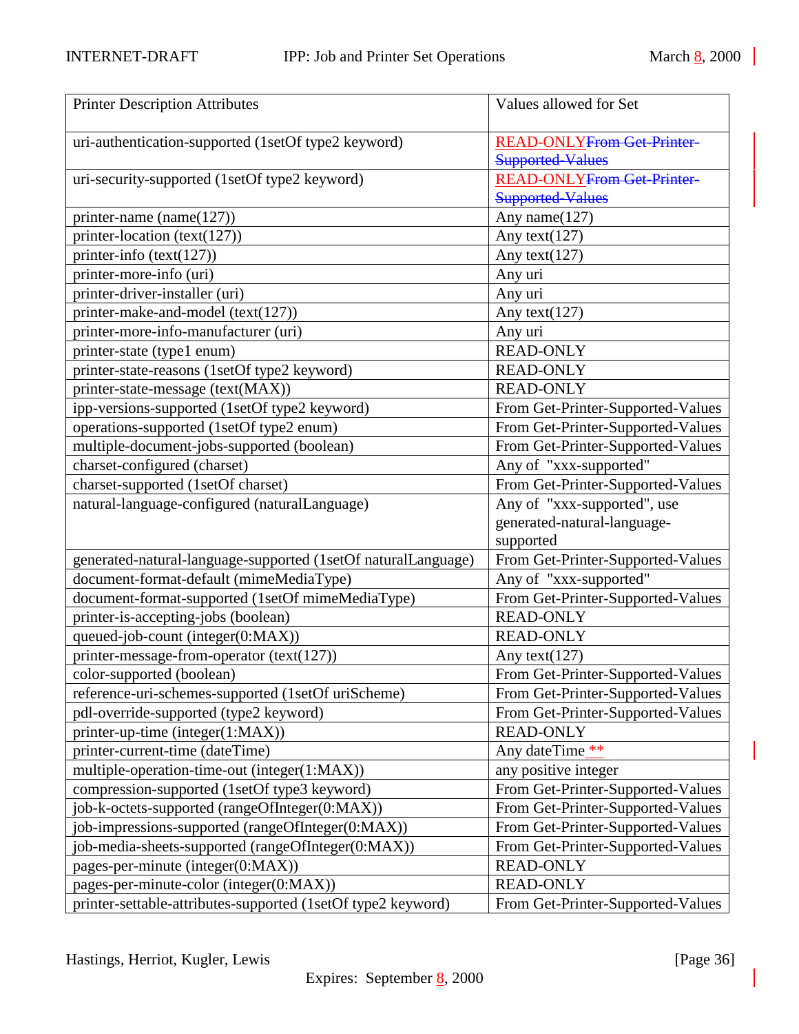| Printer Description Attributes | Values allowed for Set |
| --- | --- |
| uri-authentication-supported (1setOf type2 keyword) | READ-ONLY~~From Get-Printer-Supported-Values~~ |
| uri-security-supported (1setOf type2 keyword) | READ-ONLY~~From Get-Printer-Supported-Values~~ |
| printer-name (name(127)) | Any name(127) |
| printer-location (text(127)) | Any text(127) |
| printer-info (text(127)) | Any text(127) |
| printer-more-info (uri) | Any uri |
| printer-driver-installer (uri) | Any uri |
| printer-make-and-model (text(127)) | Any text(127) |
| printer-more-info-manufacturer (uri) | Any uri |
| printer-state (type1 enum) | READ-ONLY |
| printer-state-reasons (1setOf type2 keyword) | READ-ONLY |
| printer-state-message (text(MAX)) | READ-ONLY |
| ipp-versions-supported (1setOf type2 keyword) | From Get-Printer-Supported-Values |
| operations-supported (1setOf type2 enum) | From Get-Printer-Supported-Values |
| multiple-document-jobs-supported (boolean) | From Get-Printer-Supported-Values |
| charset-configured (charset) | Any of "xxx-supported" |
| charset-supported (1setOf charset) | From Get-Printer-Supported-Values |
| natural-language-configured (naturalLanguage) | Any of "xxx-supported", use generated-natural-language-supported |
| generated-natural-language-supported (1setOf naturalLanguage) | From Get-Printer-Supported-Values |
| document-format-default (mimeMediaType) | Any of "xxx-supported" |
| document-format-supported (1setOf mimeMediaType) | From Get-Printer-Supported-Values |
| printer-is-accepting-jobs (boolean) | READ-ONLY |
| queued-job-count (integer(0:MAX)) | READ-ONLY |
| printer-message-from-operator (text(127)) | Any text(127) |
| color-supported (boolean) | From Get-Printer-Supported-Values |
| reference-uri-schemes-supported (1setOf uriScheme) | From Get-Printer-Supported-Values |
| pdl-override-supported (type2 keyword) | From Get-Printer-Supported-Values |
| printer-up-time (integer(1:MAX)) | READ-ONLY |
| printer-current-time (dateTime) | Any dateTime ** |
| multiple-operation-time-out (integer(1:MAX)) | any positive integer |
| compression-supported (1setOf type3 keyword) | From Get-Printer-Supported-Values |
| job-k-octets-supported (rangeOfInteger(0:MAX)) | From Get-Printer-Supported-Values |
| job-impressions-supported (rangeOfInteger(0:MAX)) | From Get-Printer-Supported-Values |
| job-media-sheets-supported (rangeOfInteger(0:MAX)) | From Get-Printer-Supported-Values |
| pages-per-minute (integer(0:MAX)) | READ-ONLY |
| pages-per-minute-color (integer(0:MAX)) | READ-ONLY |
| printer-settable-attributes-supported (1setOf type2 keyword) | From Get-Printer-Supported-Values |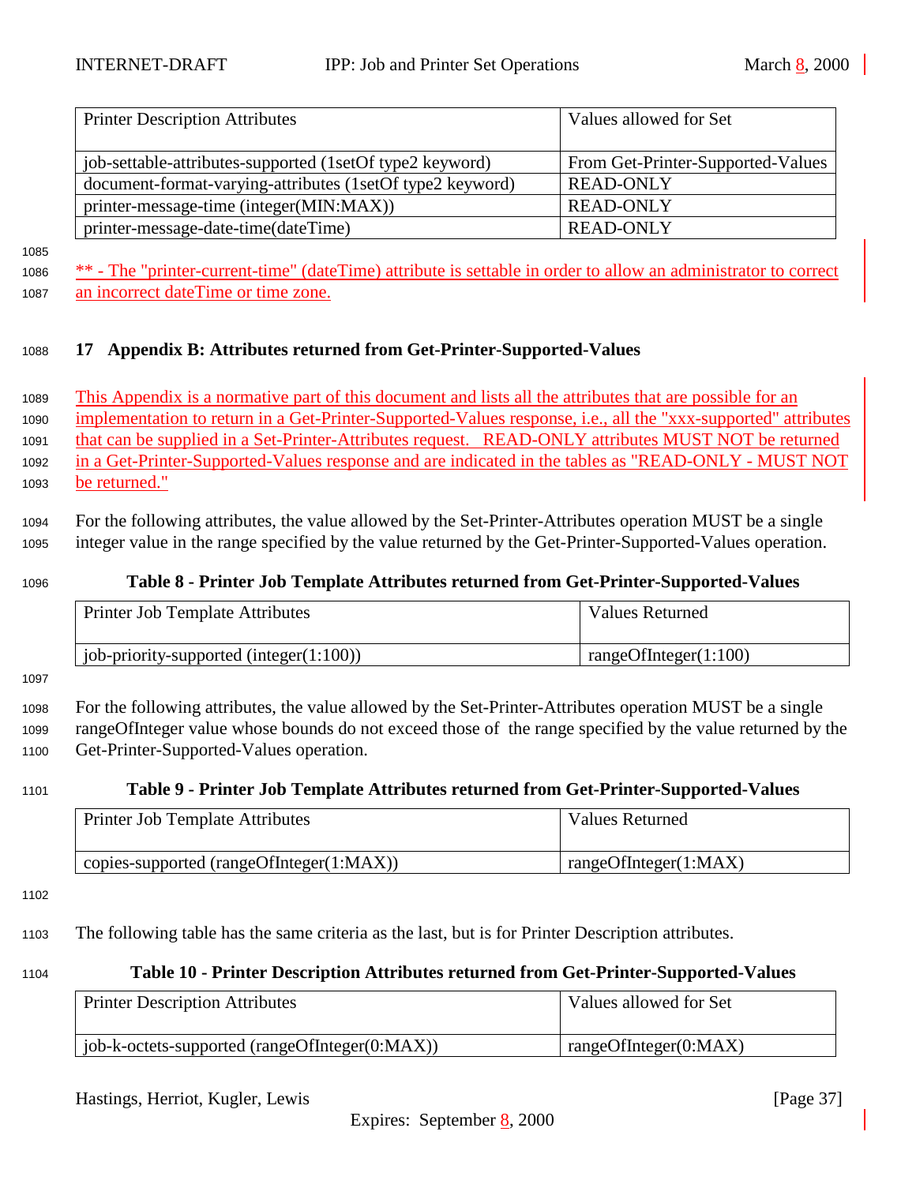| Printer Description Attributes | Values allowed for Set |
|---|---|
| job-settable-attributes-supported (1setOf type2 keyword) | From Get-Printer-Supported-Values |
| document-format-varying-attributes (1setOf type2 keyword) | READ-ONLY |
| printer-message-time (integer(MIN:MAX)) | READ-ONLY |
| printer-message-date-time(dateTime) | READ-ONLY |

** - The "printer-current-time" (dateTime) attribute is settable in order to allow an administrator to correct an incorrect dateTime or time zone.

# 17 Appendix B: Attributes returned from Get-Printer-Supported-Values

This Appendix is a normative part of this document and lists all the attributes that are possible for an implementation to return in a Get-Printer-Supported-Values response, i.e., all the "xxx-supported" attributes that can be supplied in a Set-Printer-Attributes request. READ-ONLY attributes MUST NOT be returned in a Get-Printer-Supported-Values response and are indicated in the tables as "READ-ONLY - MUST NOT be returned."

For the following attributes, the value allowed by the Set-Printer-Attributes operation MUST be a single integer value in the range specified by the value returned by the Get-Printer-Supported-Values operation.

**Table 8 - Printer Job Template Attributes returned from Get-Printer-Supported-Values**

| Printer Job Template Attributes | Values Returned |
|---|---|
| job-priority-supported (integer(1:100)) | rangeOfInteger(1:100) |

For the following attributes, the value allowed by the Set-Printer-Attributes operation MUST be a single rangeOfInteger value whose bounds do not exceed those of the range specified by the value returned by the Get-Printer-Supported-Values operation.

**Table 9 - Printer Job Template Attributes returned from Get-Printer-Supported-Values**

| Printer Job Template Attributes | Values Returned |
|---|---|
| copies-supported (rangeOfInteger(1:MAX)) | rangeOfInteger(1:MAX) |

The following table has the same criteria as the last, but is for Printer Description attributes.

**Table 10 - Printer Description Attributes returned from Get-Printer-Supported-Values**

| Printer Description Attributes | Values allowed for Set |
|---|---|
| job-k-octets-supported (rangeOfInteger(0:MAX)) | rangeOfInteger(0:MAX) |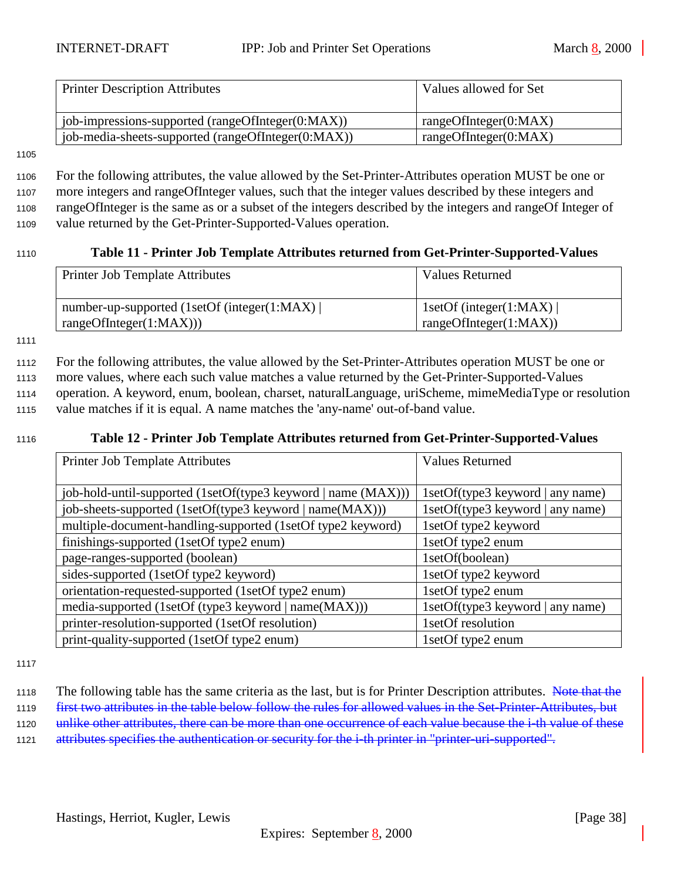| Printer Description Attributes | Values allowed for Set |
|---|---|
| job-impressions-supported (rangeOfInteger(0:MAX)) | rangeOfInteger(0:MAX) |
| job-media-sheets-supported (rangeOfInteger(0:MAX)) | rangeOfInteger(0:MAX) |

For the following attributes, the value allowed by the Set-Printer-Attributes operation MUST be one or more integers and rangeOfInteger values, such that the integer values described by these integers and rangeOfInteger is the same as or a subset of the integers described by the integers and rangeOf Integer of value returned by the Get-Printer-Supported-Values operation.

**Table 11 - Printer Job Template Attributes returned from Get-Printer-Supported-Values**

| Printer Job Template Attributes | Values Returned |
|---|---|
| number-up-supported (1setOf (integer(1:MAX) \| rangeOfInteger(1:MAX))) | 1setOf (integer(1:MAX) \| rangeOfInteger(1:MAX)) |

For the following attributes, the value allowed by the Set-Printer-Attributes operation MUST be one or more values, where each such value matches a value returned by the Get-Printer-Supported-Values operation. A keyword, enum, boolean, charset, naturalLanguage, uriScheme, mimeMediaType or resolution value matches if it is equal. A name matches the 'any-name' out-of-band value.

**Table 12 - Printer Job Template Attributes returned from Get-Printer-Supported-Values**

| Printer Job Template Attributes | Values Returned |
|---|---|
| job-hold-until-supported (1setOf(type3 keyword \| name (MAX))) | 1setOf(type3 keyword \| any name) |
| job-sheets-supported (1setOf(type3 keyword \| name(MAX))) | 1setOf(type3 keyword \| any name) |
| multiple-document-handling-supported (1setOf type2 keyword) | 1setOf type2 keyword |
| finishings-supported (1setOf type2 enum) | 1setOf type2 enum |
| page-ranges-supported (boolean) | 1setOf(boolean) |
| sides-supported (1setOf type2 keyword) | 1setOf type2 keyword |
| orientation-requested-supported (1setOf type2 enum) | 1setOf type2 enum |
| media-supported (1setOf (type3 keyword \| name(MAX))) | 1setOf(type3 keyword \| any name) |
| printer-resolution-supported (1setOf resolution) | 1setOf resolution |
| print-quality-supported (1setOf type2 enum) | 1setOf type2 enum |

The following table has the same criteria as the last, but is for Printer Description attributes. ~~Note that the first two attributes in the table below follow the rules for allowed values in the Set-Printer-Attributes, but unlike other attributes, there can be more than one occurrence of each value because the i-th value of these attributes specifies the authentication or security for the i-th printer in "printer-uri-supported".~~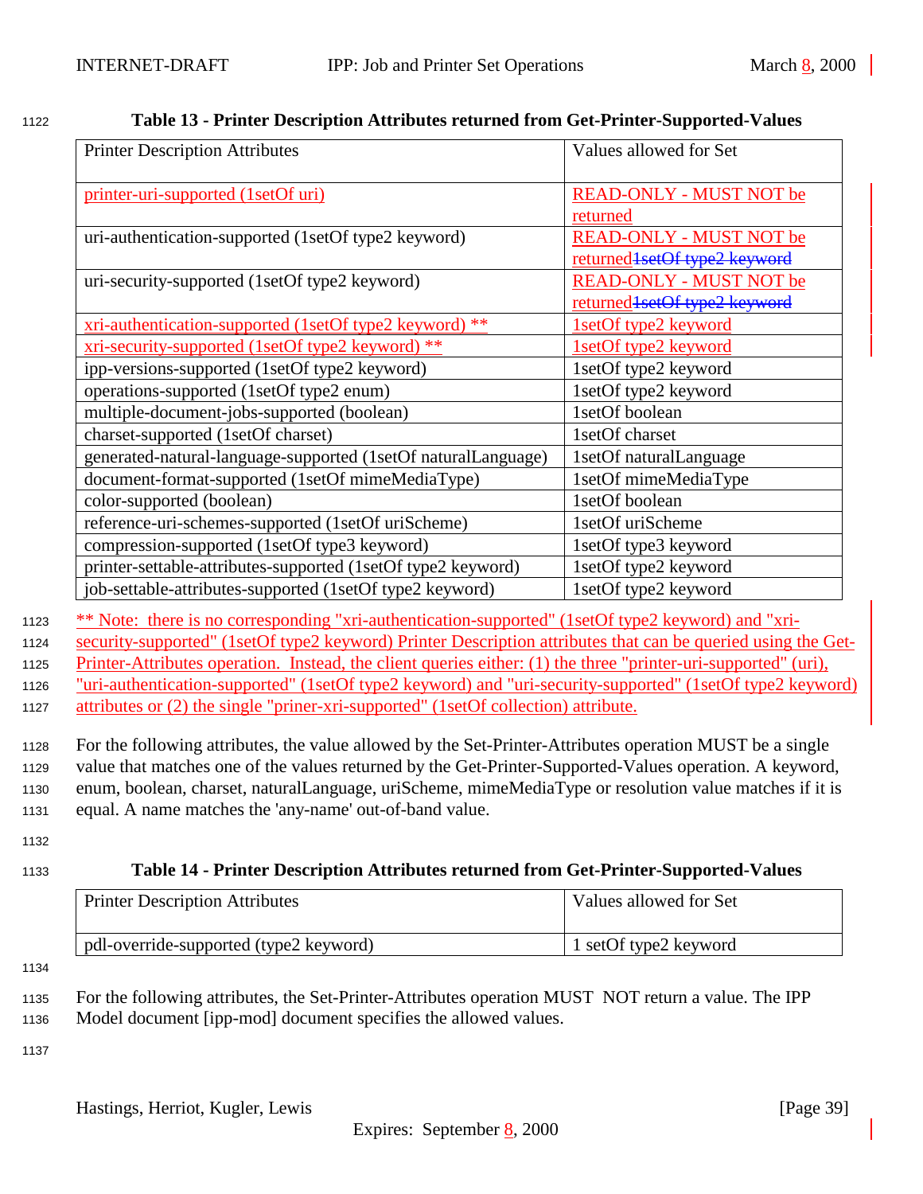**Table 13 - Printer Description Attributes returned from Get-Printer-Supported-Values**

| Printer Description Attributes | Values allowed for Set |
|---|---|
| printer-uri-supported (1setOf uri) | READ-ONLY - MUST NOT be returned |
| uri-authentication-supported (1setOf type2 keyword) | READ-ONLY - MUST NOT be returned~~1setOf type2 keyword~~ |
| uri-security-supported (1setOf type2 keyword) | READ-ONLY - MUST NOT be returned~~1setOf type2 keyword~~ |
| xri-authentication-supported (1setOf type2 keyword) ** | 1setOf type2 keyword |
| xri-security-supported (1setOf type2 keyword) ** | 1setOf type2 keyword |
| ipp-versions-supported (1setOf type2 keyword) | 1setOf type2 keyword |
| operations-supported (1setOf type2 enum) | 1setOf type2 keyword |
| multiple-document-jobs-supported (boolean) | 1setOf boolean |
| charset-supported (1setOf charset) | 1setOf charset |
| generated-natural-language-supported (1setOf naturalLanguage) | 1setOf naturalLanguage |
| document-format-supported (1setOf mimeMediaType) | 1setOf mimeMediaType |
| color-supported (boolean) | 1setOf boolean |
| reference-uri-schemes-supported (1setOf uriScheme) | 1setOf uriScheme |
| compression-supported (1setOf type3 keyword) | 1setOf type3 keyword |
| printer-settable-attributes-supported (1setOf type2 keyword) | 1setOf type2 keyword |
| job-settable-attributes-supported (1setOf type2 keyword) | 1setOf type2 keyword |

** Note: there is no corresponding "xri-authentication-supported" (1setOf type2 keyword) and "xri-security-supported" (1setOf type2 keyword) Printer Description attributes that can be queried using the Get-Printer-Attributes operation. Instead, the client queries either: (1) the three "printer-uri-supported" (uri), "uri-authentication-supported" (1setOf type2 keyword) and "uri-security-supported" (1setOf type2 keyword) attributes or (2) the single "priner-xri-supported" (1setOf collection) attribute.

For the following attributes, the value allowed by the Set-Printer-Attributes operation MUST be a single value that matches one of the values returned by the Get-Printer-Supported-Values operation. A keyword, enum, boolean, charset, naturalLanguage, uriScheme, mimeMediaType or resolution value matches if it is equal. A name matches the 'any-name' out-of-band value.

**Table 14 - Printer Description Attributes returned from Get-Printer-Supported-Values**

| Printer Description Attributes | Values allowed for Set |
|---|---|
| pdl-override-supported (type2 keyword) | 1 setOf type2 keyword |

For the following attributes, the Set-Printer-Attributes operation MUST NOT return a value. The IPP Model document [ipp-mod] document specifies the allowed values.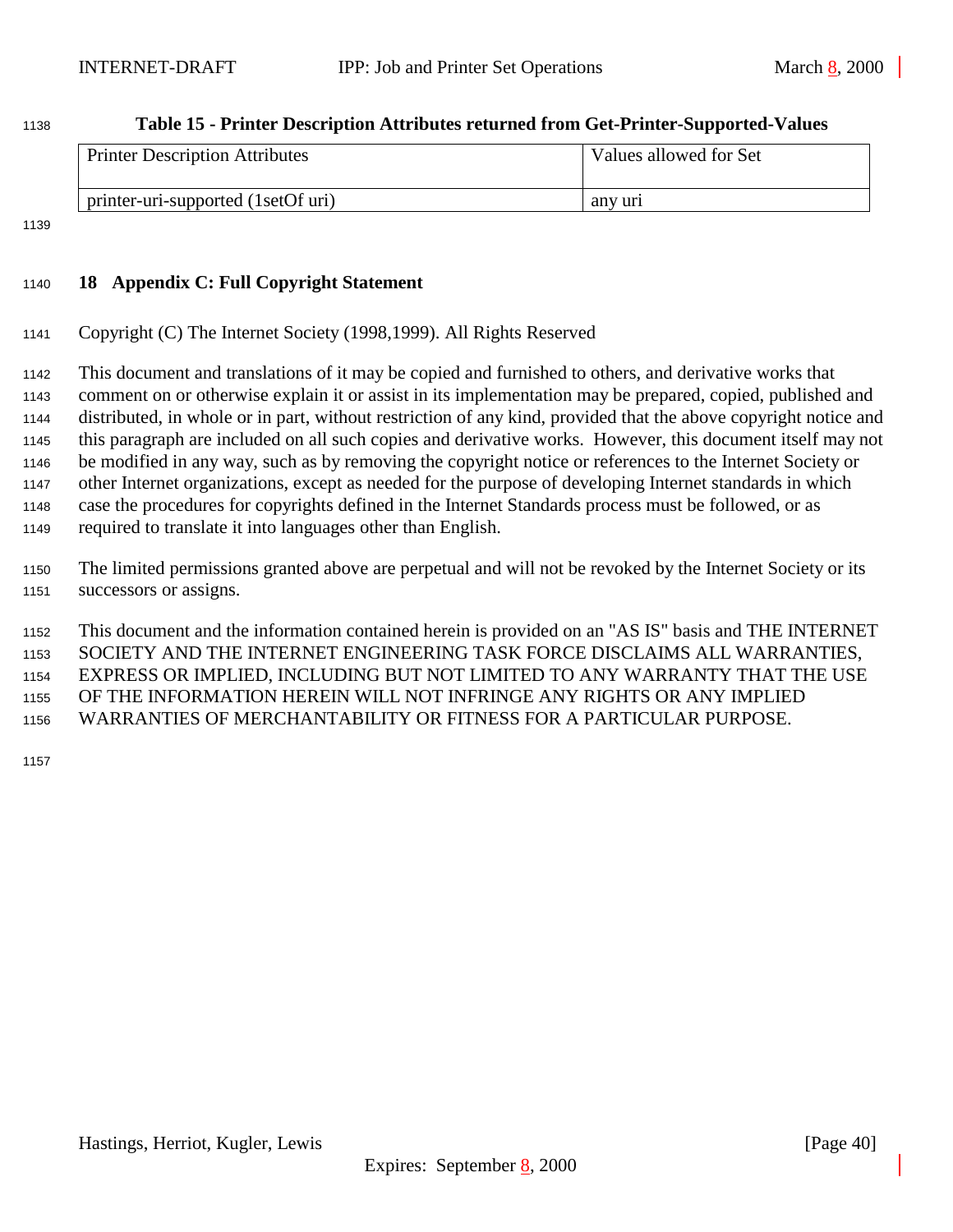**Table 15 - Printer Description Attributes returned from Get-Printer-Supported-Values**

| Printer Description Attributes | Values allowed for Set |
| --- | --- |
| printer-uri-supported (1setOf uri) | any uri |

## 18 Appendix C: Full Copyright Statement

Copyright (C) The Internet Society (1998,1999). All Rights Reserved

This document and translations of it may be copied and furnished to others, and derivative works that comment on or otherwise explain it or assist in its implementation may be prepared, copied, published and distributed, in whole or in part, without restriction of any kind, provided that the above copyright notice and this paragraph are included on all such copies and derivative works. However, this document itself may not be modified in any way, such as by removing the copyright notice or references to the Internet Society or other Internet organizations, except as needed for the purpose of developing Internet standards in which case the procedures for copyrights defined in the Internet Standards process must be followed, or as required to translate it into languages other than English.

The limited permissions granted above are perpetual and will not be revoked by the Internet Society or its successors or assigns.

This document and the information contained herein is provided on an "AS IS" basis and THE INTERNET SOCIETY AND THE INTERNET ENGINEERING TASK FORCE DISCLAIMS ALL WARRANTIES, EXPRESS OR IMPLIED, INCLUDING BUT NOT LIMITED TO ANY WARRANTY THAT THE USE OF THE INFORMATION HEREIN WILL NOT INFRINGE ANY RIGHTS OR ANY IMPLIED WARRANTIES OF MERCHANTABILITY OR FITNESS FOR A PARTICULAR PURPOSE.